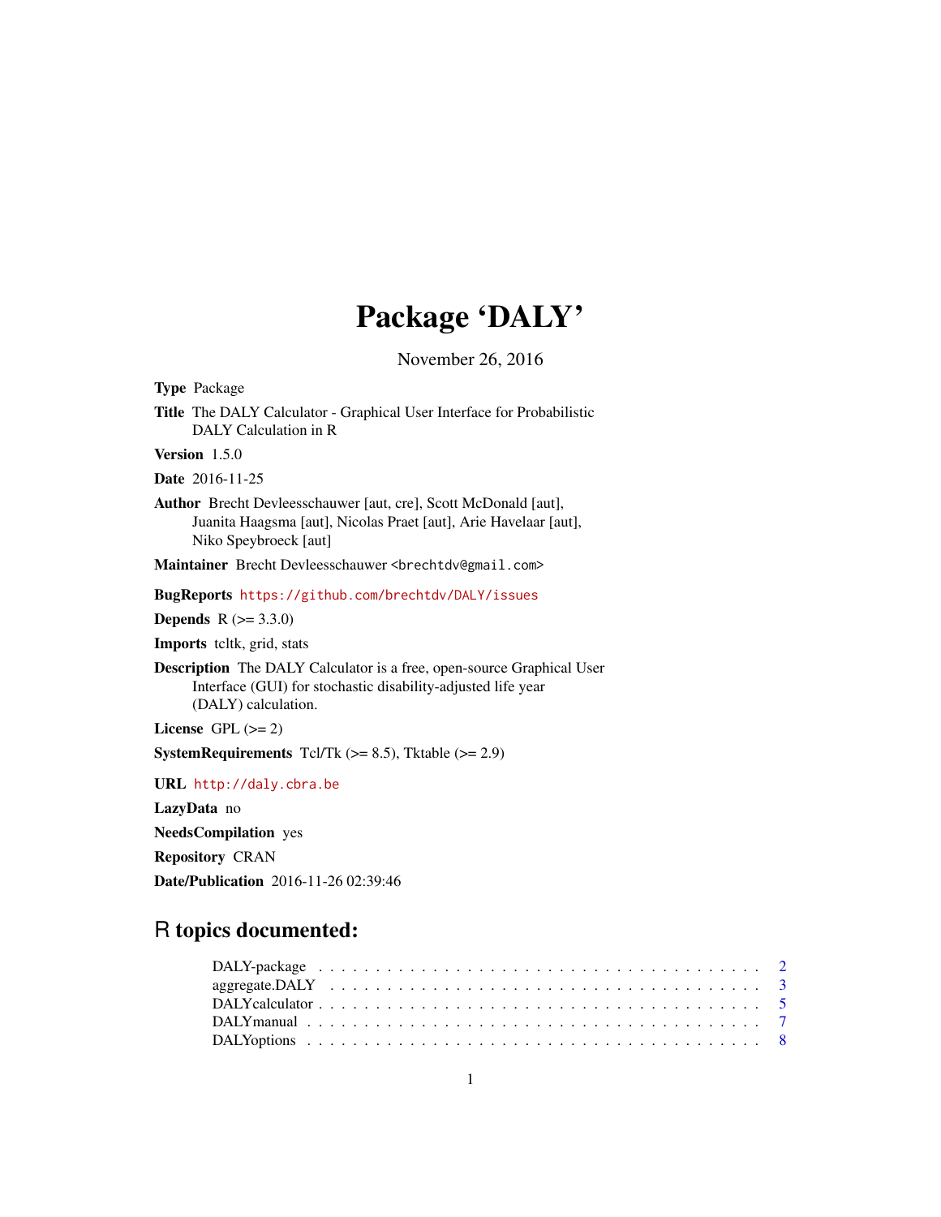# Package 'DALY'

November 26, 2016

**Type** Package

**Title** The DALY Calculator - Graphical User Interface for Probabilistic DALY Calculation in R

**Version** 1.5.0

**Date** 2016-11-25

**Author** Brecht Devleesschauwer [aut, cre], Scott McDonald [aut], Juanita Haagsma [aut], Nicolas Praet [aut], Arie Havelaar [aut], Niko Speybroeck [aut]

**Maintainer** Brecht Devleesschauwer <brechtdv@gmail.com>

**BugReports** https://github.com/brechtdv/DALY/issues

**Depends** R (>= 3.3.0)

**Imports** tcltk, grid, stats

**Description** The DALY Calculator is a free, open-source Graphical User Interface (GUI) for stochastic disability-adjusted life year (DALY) calculation.

**License** GPL (>= 2)

**SystemRequirements** Tcl/Tk (>= 8.5), Tktable (>= 2.9)

**URL** http://daly.cbra.be

**LazyData** no

**NeedsCompilation** yes

**Repository** CRAN

**Date/Publication** 2016-11-26 02:39:46

## R topics documented:

| | |
|---|---|
| DALY-package | 2 |
| aggregate.DALY | 3 |
| DALYcalculator | 5 |
| DALYmanual | 7 |
| DALYoptions | 8 |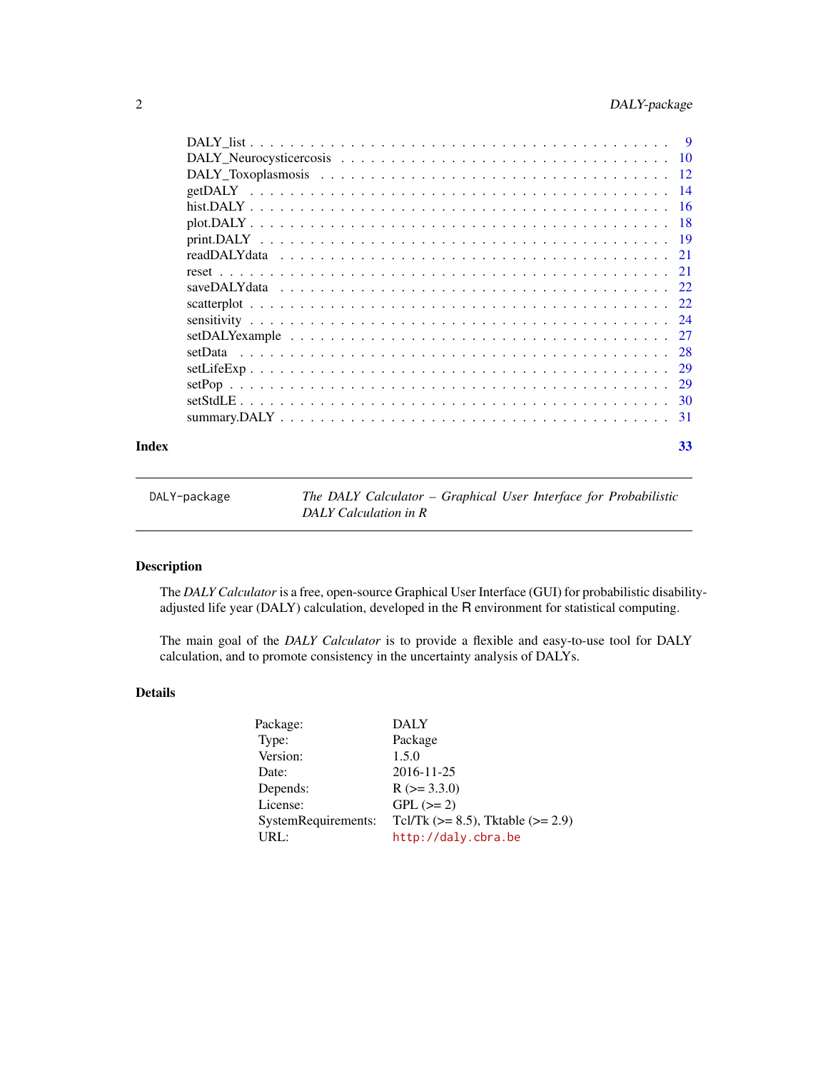DALY_list . . . . . . . . . . . . . . . . . . . . . . . . . . . . . . . . . . . . . . . . 9
DALY_Neurocysticercosis . . . . . . . . . . . . . . . . . . . . . . . . . . . . . . . . . 10
DALY_Toxoplasmosis . . . . . . . . . . . . . . . . . . . . . . . . . . . . . . . . . . . 12
getDALY . . . . . . . . . . . . . . . . . . . . . . . . . . . . . . . . . . . . . . . . . 14
hist.DALY . . . . . . . . . . . . . . . . . . . . . . . . . . . . . . . . . . . . . . . . 16
plot.DALY . . . . . . . . . . . . . . . . . . . . . . . . . . . . . . . . . . . . . . . . 18
print.DALY . . . . . . . . . . . . . . . . . . . . . . . . . . . . . . . . . . . . . . . 19
readDALYdata . . . . . . . . . . . . . . . . . . . . . . . . . . . . . . . . . . . . . . 21
reset . . . . . . . . . . . . . . . . . . . . . . . . . . . . . . . . . . . . . . . . . . 21
saveDALYdata . . . . . . . . . . . . . . . . . . . . . . . . . . . . . . . . . . . . . . 22
scatterplot . . . . . . . . . . . . . . . . . . . . . . . . . . . . . . . . . . . . . . . 22
sensitivity . . . . . . . . . . . . . . . . . . . . . . . . . . . . . . . . . . . . . . . 24
setDALYexample . . . . . . . . . . . . . . . . . . . . . . . . . . . . . . . . . . . . . 27
setData . . . . . . . . . . . . . . . . . . . . . . . . . . . . . . . . . . . . . . . . . 28
setLifeExp . . . . . . . . . . . . . . . . . . . . . . . . . . . . . . . . . . . . . . . . 29
setPop . . . . . . . . . . . . . . . . . . . . . . . . . . . . . . . . . . . . . . . . . . 29
setStdLE . . . . . . . . . . . . . . . . . . . . . . . . . . . . . . . . . . . . . . . . . 30
summary.DALY . . . . . . . . . . . . . . . . . . . . . . . . . . . . . . . . . . . . . . 31

**Index** **33**

---

DALY-package — *The DALY Calculator – Graphical User Interface for Probabilistic DALY Calculation in R*

---

## Description

The *DALY Calculator* is a free, open-source Graphical User Interface (GUI) for probabilistic disability-adjusted life year (DALY) calculation, developed in the R environment for statistical computing.

The main goal of the *DALY Calculator* is to provide a flexible and easy-to-use tool for DALY calculation, and to promote consistency in the uncertainty analysis of DALYs.

## Details

| | |
|---|---|
| Package: | DALY |
| Type: | Package |
| Version: | 1.5.0 |
| Date: | 2016-11-25 |
| Depends: | R (>= 3.3.0) |
| License: | GPL (>= 2) |
| SystemRequirements: | Tcl/Tk (>= 8.5), Tktable (>= 2.9) |
| URL: | http://daly.cbra.be |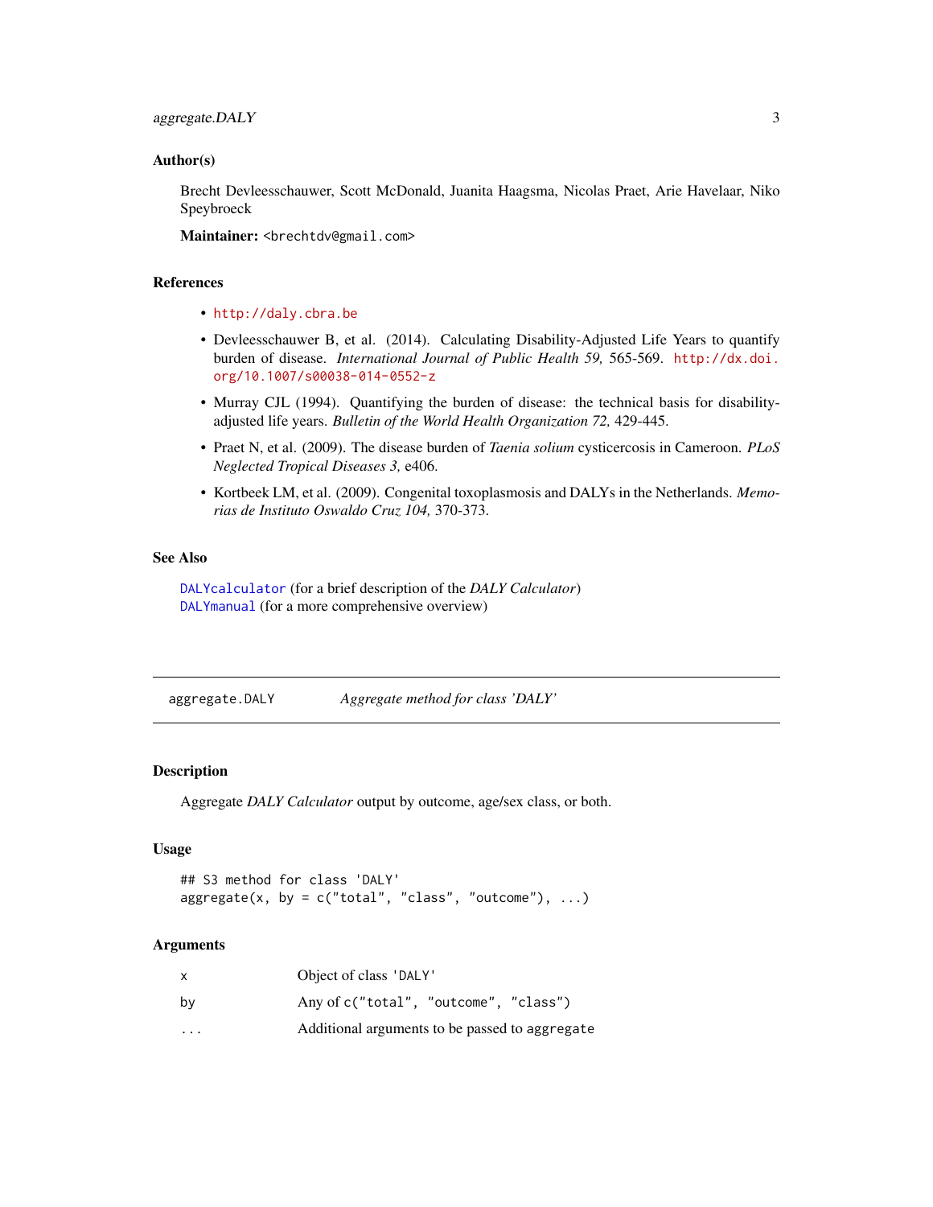### Author(s)

Brecht Devleesschauwer, Scott McDonald, Juanita Haagsma, Nicolas Praet, Arie Havelaar, Niko Speybroeck

**Maintainer:** <brechtdv@gmail.com>

### References

- http://daly.cbra.be
- Devleesschauwer B, et al. (2014). Calculating Disability-Adjusted Life Years to quantify burden of disease. *International Journal of Public Health 59,* 565-569. http://dx.doi.org/10.1007/s00038-014-0552-z
- Murray CJL (1994). Quantifying the burden of disease: the technical basis for disability-adjusted life years. *Bulletin of the World Health Organization 72,* 429-445.
- Praet N, et al. (2009). The disease burden of *Taenia solium* cysticercosis in Cameroon. *PLoS Neglected Tropical Diseases 3,* e406.
- Kortbeek LM, et al. (2009). Congenital toxoplasmosis and DALYs in the Netherlands. *Memorias de Instituto Oswaldo Cruz 104,* 370-373.

### See Also

`DALYcalculator` (for a brief description of the *DALY Calculator*)
`DALYmanual` (for a more comprehensive overview)

---

## aggregate.DALY *Aggregate method for class 'DALY'*

---

### Description

Aggregate *DALY Calculator* output by outcome, age/sex class, or both.

### Usage

```
## S3 method for class 'DALY'
aggregate(x, by = c("total", "class", "outcome"), ...)
```

### Arguments

| | |
|---|---|
| x | Object of class 'DALY' |
| by | Any of c("total", "outcome", "class") |
| ... | Additional arguments to be passed to aggregate |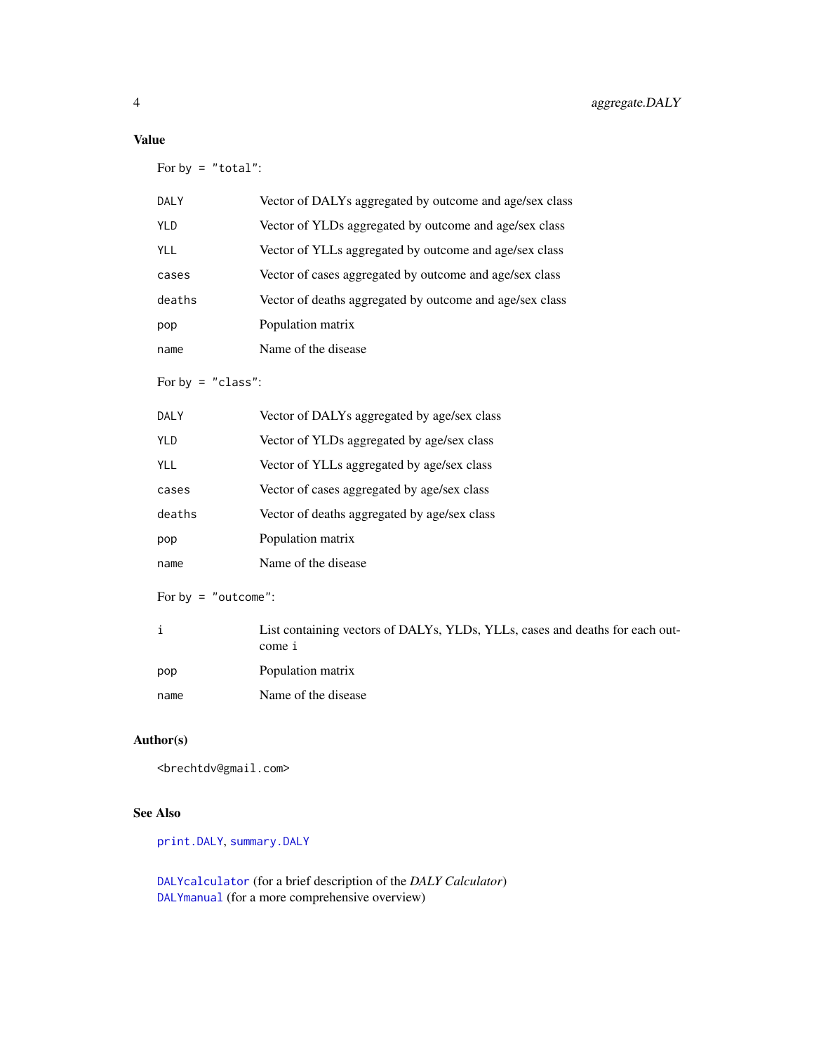## Value

For `by = "total"`:

| | |
|---|---|
| `DALY` | Vector of DALYs aggregated by outcome and age/sex class |
| `YLD` | Vector of YLDs aggregated by outcome and age/sex class |
| `YLL` | Vector of YLLs aggregated by outcome and age/sex class |
| `cases` | Vector of cases aggregated by outcome and age/sex class |
| `deaths` | Vector of deaths aggregated by outcome and age/sex class |
| `pop` | Population matrix |
| `name` | Name of the disease |

For `by = "class"`:

| | |
|---|---|
| `DALY` | Vector of DALYs aggregated by age/sex class |
| `YLD` | Vector of YLDs aggregated by age/sex class |
| `YLL` | Vector of YLLs aggregated by age/sex class |
| `cases` | Vector of cases aggregated by age/sex class |
| `deaths` | Vector of deaths aggregated by age/sex class |
| `pop` | Population matrix |
| `name` | Name of the disease |

For `by = "outcome"`:

| | |
|---|---|
| `i` | List containing vectors of DALYs, YLDs, YLLs, cases and deaths for each outcome `i` |
| `pop` | Population matrix |
| `name` | Name of the disease |

## Author(s)

`<brechtdv@gmail.com>`

## See Also

`print.DALY`, `summary.DALY`

`DALYcalculator` (for a brief description of the *DALY Calculator*)
`DALYmanual` (for a more comprehensive overview)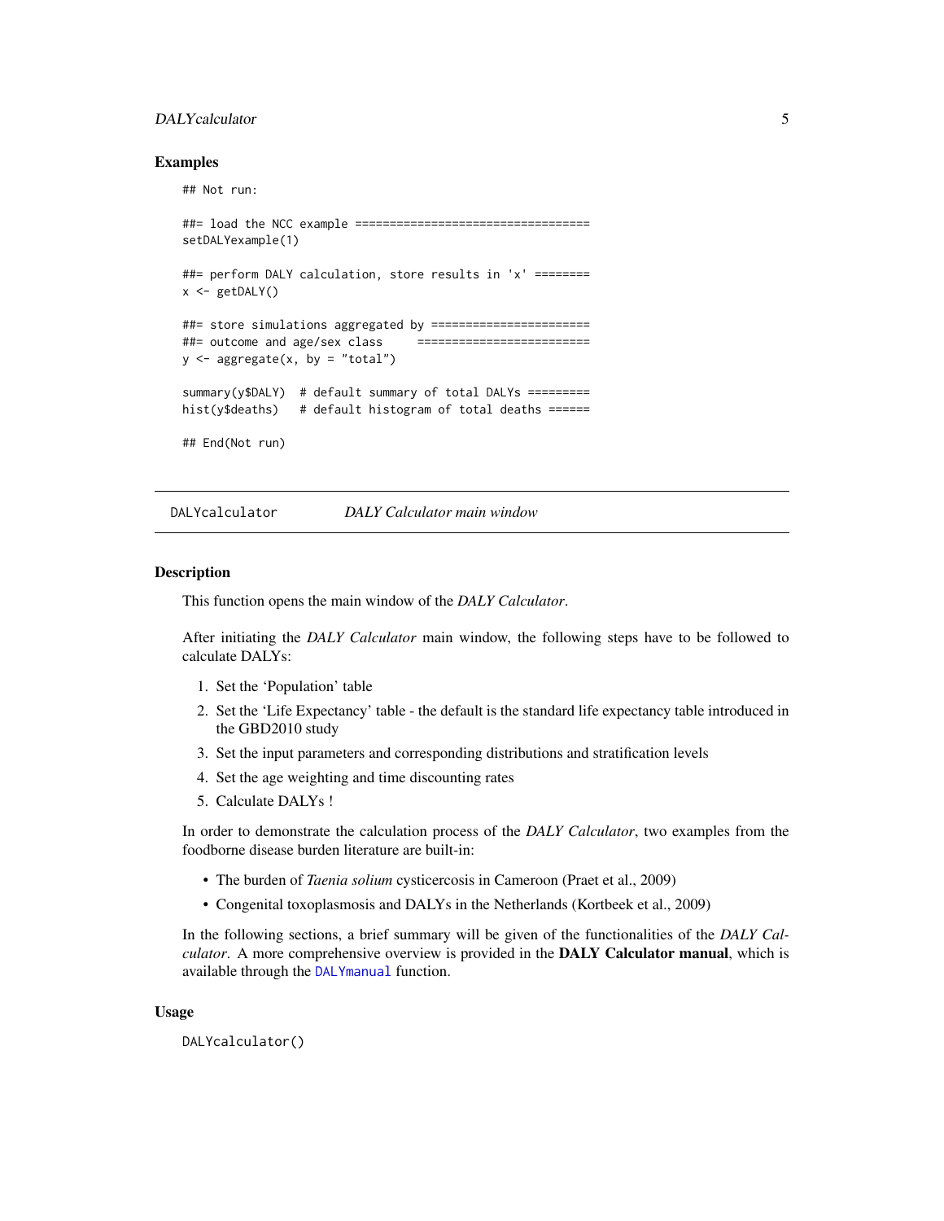## Examples

```
## Not run:

##= load the NCC example ==================================
setDALYexample(1)

##= perform DALY calculation, store results in 'x' ========
x <- getDALY()

##= store simulations aggregated by =======================
##= outcome and age/sex class     =========================
y <- aggregate(x, by = "total")

summary(y$DALY)  # default summary of total DALYs =========
hist(y$deaths)   # default histogram of total deaths ======

## End(Not run)
```

---

## DALYcalculator — *DALY Calculator main window*

### Description

This function opens the main window of the *DALY Calculator*.

After initiating the *DALY Calculator* main window, the following steps have to be followed to calculate DALYs:

1. Set the 'Population' table
2. Set the 'Life Expectancy' table - the default is the standard life expectancy table introduced in the GBD2010 study
3. Set the input parameters and corresponding distributions and stratification levels
4. Set the age weighting and time discounting rates
5. Calculate DALYs !

In order to demonstrate the calculation process of the *DALY Calculator*, two examples from the foodborne disease burden literature are built-in:

- The burden of *Taenia solium* cysticercosis in Cameroon (Praet et al., 2009)
- Congenital toxoplasmosis and DALYs in the Netherlands (Kortbeek et al., 2009)

In the following sections, a brief summary will be given of the functionalities of the *DALY Calculator*. A more comprehensive overview is provided in the **DALY Calculator manual**, which is available through the `DALYmanual` function.

### Usage

```
DALYcalculator()
```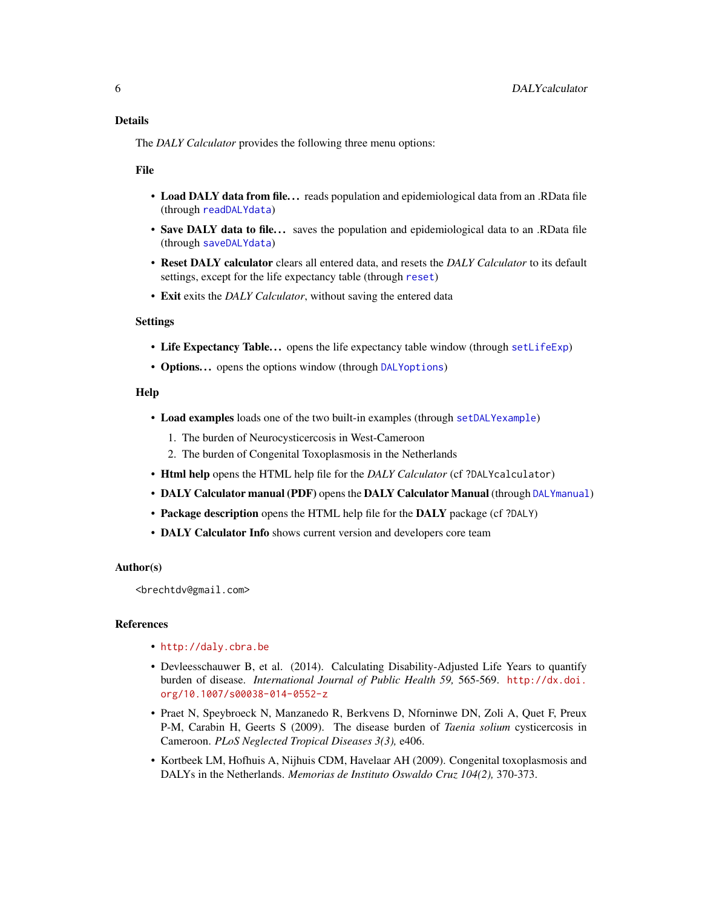## Details

The *DALY Calculator* provides the following three menu options:

### File

- **Load DALY data from file...** reads population and epidemiological data from an .RData file (through `readDALYdata`)
- **Save DALY data to file...** saves the population and epidemiological data to an .RData file (through `saveDALYdata`)
- **Reset DALY calculator** clears all entered data, and resets the *DALY Calculator* to its default settings, except for the life expectancy table (through `reset`)
- **Exit** exits the *DALY Calculator*, without saving the entered data

### Settings

- **Life Expectancy Table...** opens the life expectancy table window (through `setLifeExp`)
- **Options...** opens the options window (through `DALYoptions`)

### Help

- **Load examples** loads one of the two built-in examples (through `setDALYexample`)
  1. The burden of Neurocysticercosis in West-Cameroon
  2. The burden of Congenital Toxoplasmosis in the Netherlands
- **Html help** opens the HTML help file for the *DALY Calculator* (cf `?DALYcalculator`)
- **DALY Calculator manual (PDF)** opens the **DALY Calculator Manual** (through `DALYmanual`)
- **Package description** opens the HTML help file for the **DALY** package (cf `?DALY`)
- **DALY Calculator Info** shows current version and developers core team

## Author(s)

`<brechtdv@gmail.com>`

## References

- `http://daly.cbra.be`
- Devleesschauwer B, et al. (2014). Calculating Disability-Adjusted Life Years to quantify burden of disease. *International Journal of Public Health 59,* 565-569. `http://dx.doi.org/10.1007/s00038-014-0552-z`
- Praet N, Speybroeck N, Manzanedo R, Berkvens D, Nforninwe DN, Zoli A, Quet F, Preux P-M, Carabin H, Geerts S (2009). The disease burden of *Taenia solium* cysticercosis in Cameroon. *PLoS Neglected Tropical Diseases 3(3),* e406.
- Kortbeek LM, Hofhuis A, Nijhuis CDM, Havelaar AH (2009). Congenital toxoplasmosis and DALYs in the Netherlands. *Memorias de Instituto Oswaldo Cruz 104(2),* 370-373.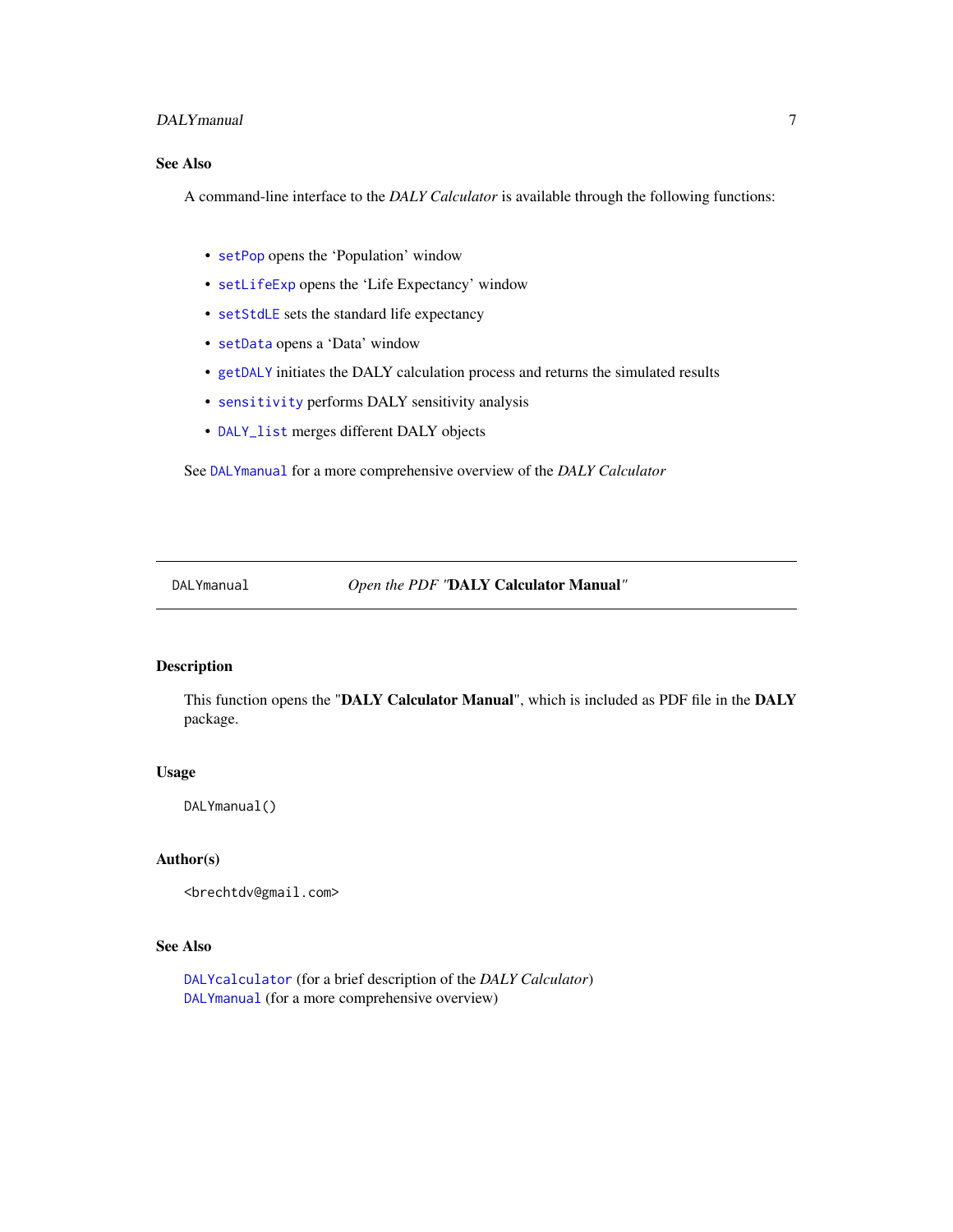### See Also

A command-line interface to the *DALY Calculator* is available through the following functions:

- `setPop` opens the 'Population' window
- `setLifeExp` opens the 'Life Expectancy' window
- `setStdLE` sets the standard life expectancy
- `setData` opens a 'Data' window
- `getDALY` initiates the DALY calculation process and returns the simulated results
- `sensitivity` performs DALY sensitivity analysis
- `DALY_list` merges different DALY objects

See `DALYmanual` for a more comprehensive overview of the *DALY Calculator*

---

## DALYmanual — *Open the PDF "***DALY Calculator Manual***"*

---

### Description

This function opens the "**DALY Calculator Manual**", which is included as PDF file in the **DALY** package.

### Usage

```
DALYmanual()
```

### Author(s)

<brechtdv@gmail.com>

### See Also

`DALYcalculator` (for a brief description of the *DALY Calculator*)
`DALYmanual` (for a more comprehensive overview)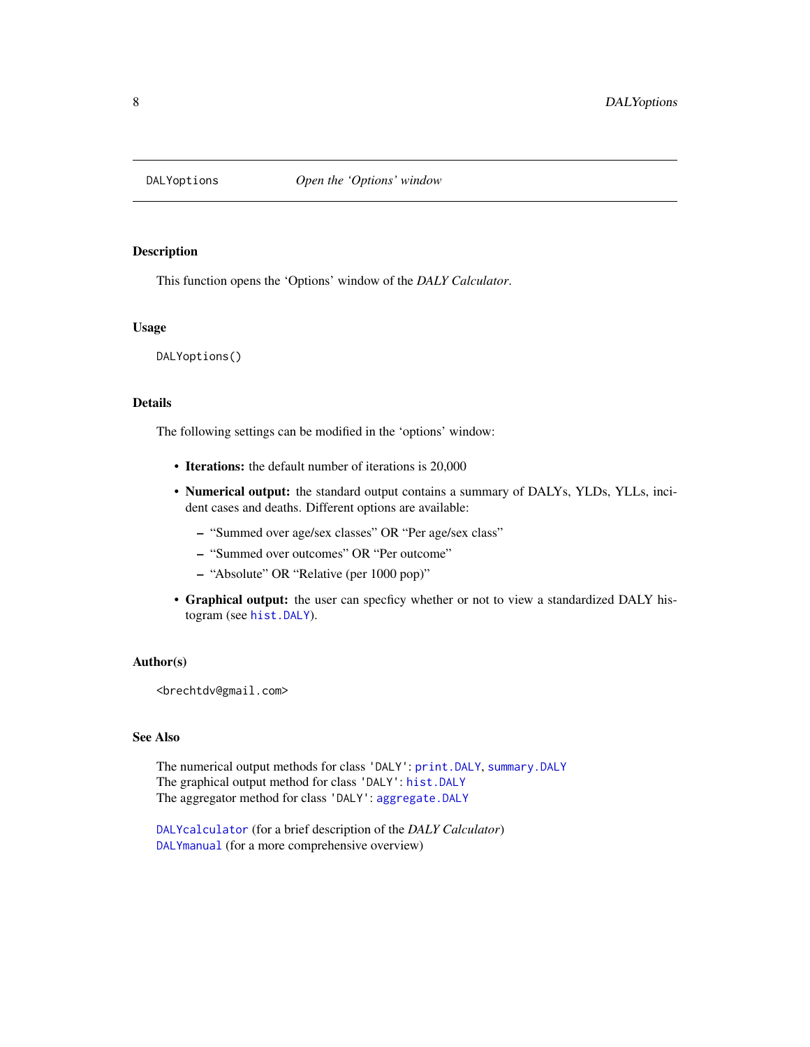DALYoptions *Open the 'Options' window*

### Description

This function opens the 'Options' window of the *DALY Calculator*.

### Usage

```
DALYoptions()
```

### Details

The following settings can be modified in the 'options' window:

- **Iterations:** the default number of iterations is 20,000
- **Numerical output:** the standard output contains a summary of DALYs, YLDs, YLLs, incident cases and deaths. Different options are available:
  - "Summed over age/sex classes" OR "Per age/sex class"
  - "Summed over outcomes" OR "Per outcome"
  - "Absolute" OR "Relative (per 1000 pop)"
- **Graphical output:** the user can specficy whether or not to view a standardized DALY histogram (see `hist.DALY`).

### Author(s)

`<brechtdv@gmail.com>`

### See Also

The numerical output methods for class `'DALY'`: `print.DALY`, `summary.DALY`
The graphical output method for class `'DALY'`: `hist.DALY`
The aggregator method for class `'DALY'`: `aggregate.DALY`

`DALYcalculator` (for a brief description of the *DALY Calculator*)
`DALYmanual` (for a more comprehensive overview)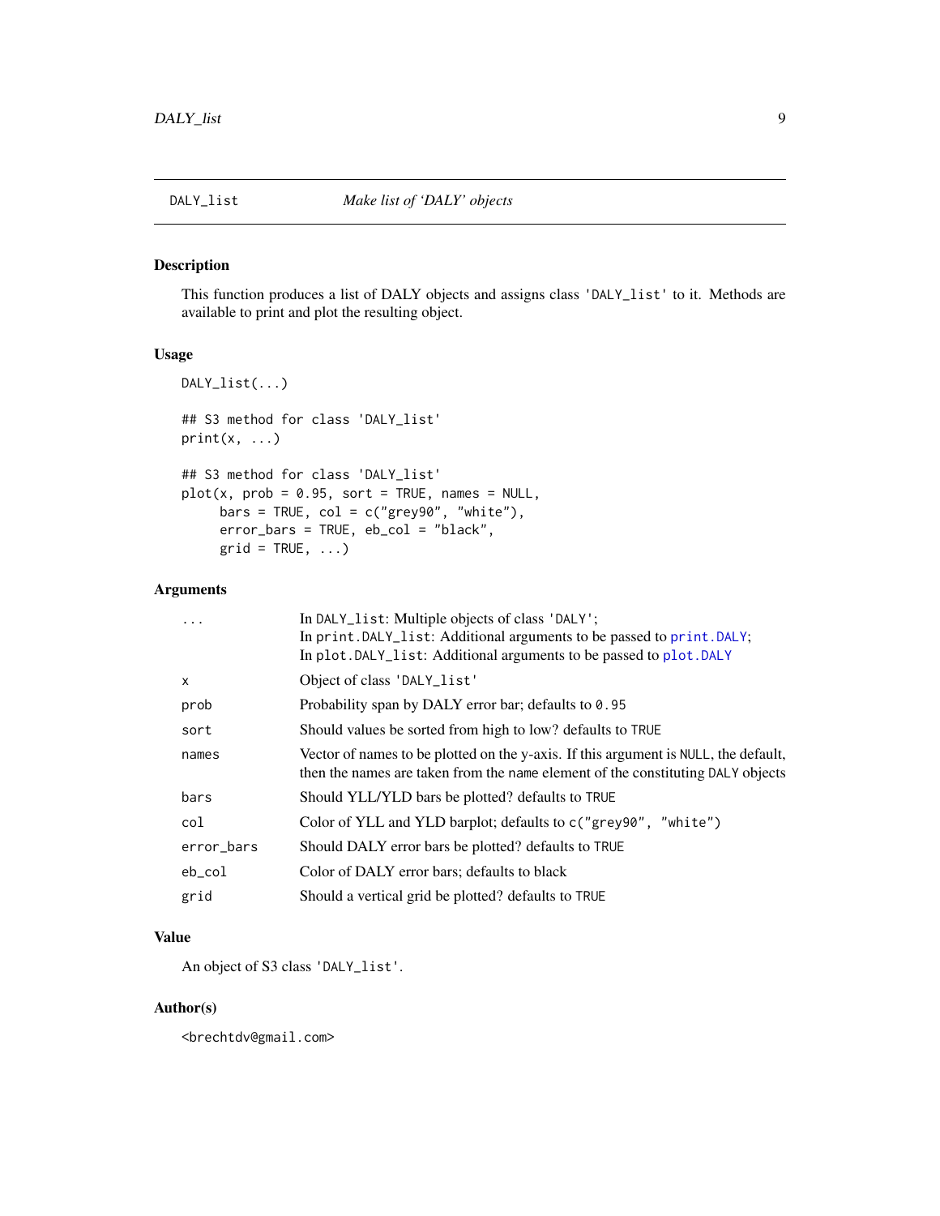## DALY_list — *Make list of 'DALY' objects*

### Description

This function produces a list of DALY objects and assigns class 'DALY_list' to it. Methods are available to print and plot the resulting object.

### Usage

```
DALY_list(...)

## S3 method for class 'DALY_list'
print(x, ...)

## S3 method for class 'DALY_list'
plot(x, prob = 0.95, sort = TRUE, names = NULL,
     bars = TRUE, col = c("grey90", "white"),
     error_bars = TRUE, eb_col = "black",
     grid = TRUE, ...)
```

### Arguments

| | |
|---|---|
| `...` | In `DALY_list`: Multiple objects of class 'DALY';<br>In `print.DALY_list`: Additional arguments to be passed to `print.DALY`;<br>In `plot.DALY_list`: Additional arguments to be passed to `plot.DALY` |
| `x` | Object of class 'DALY_list' |
| `prob` | Probability span by DALY error bar; defaults to `0.95` |
| `sort` | Should values be sorted from high to low? defaults to `TRUE` |
| `names` | Vector of names to be plotted on the y-axis. If this argument is `NULL`, the default, then the names are taken from the `name` element of the constituting `DALY` objects |
| `bars` | Should YLL/YLD bars be plotted? defaults to `TRUE` |
| `col` | Color of YLL and YLD barplot; defaults to `c("grey90", "white")` |
| `error_bars` | Should DALY error bars be plotted? defaults to `TRUE` |
| `eb_col` | Color of DALY error bars; defaults to black |
| `grid` | Should a vertical grid be plotted? defaults to `TRUE` |

### Value

An object of S3 class 'DALY_list'.

### Author(s)

<brechtdv@gmail.com>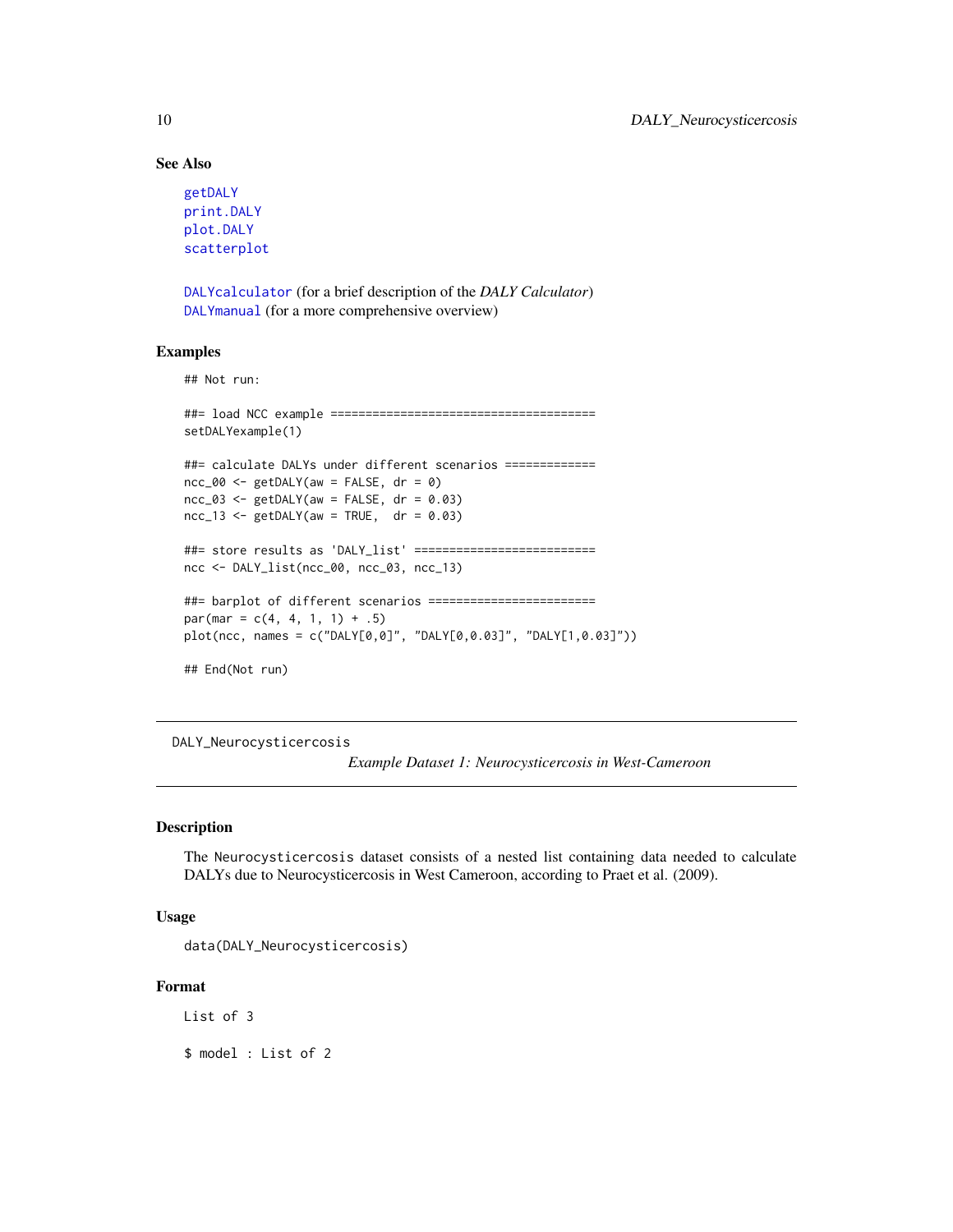### See Also

getDALY
print.DALY
plot.DALY
scatterplot

DALYcalculator (for a brief description of the *DALY Calculator*)
DALYmanual (for a more comprehensive overview)

### Examples

```
## Not run:

##= load NCC example ======================================
setDALYexample(1)

##= calculate DALYs under different scenarios =============
ncc_00 <- getDALY(aw = FALSE, dr = 0)
ncc_03 <- getDALY(aw = FALSE, dr = 0.03)
ncc_13 <- getDALY(aw = TRUE,  dr = 0.03)

##= store results as 'DALY_list' ==========================
ncc <- DALY_list(ncc_00, ncc_03, ncc_13)

##= barplot of different scenarios ========================
par(mar = c(4, 4, 1, 1) + .5)
plot(ncc, names = c("DALY[0,0]", "DALY[0,0.03]", "DALY[1,0.03]"))

## End(Not run)
```

---

## DALY_Neurocysticercosis — *Example Dataset 1: Neurocysticercosis in West-Cameroon*

---

### Description

The Neurocysticercosis dataset consists of a nested list containing data needed to calculate DALYs due to Neurocysticercosis in West Cameroon, according to Praet et al. (2009).

### Usage

```
data(DALY_Neurocysticercosis)
```

### Format

```
List of 3

$ model : List of 2
```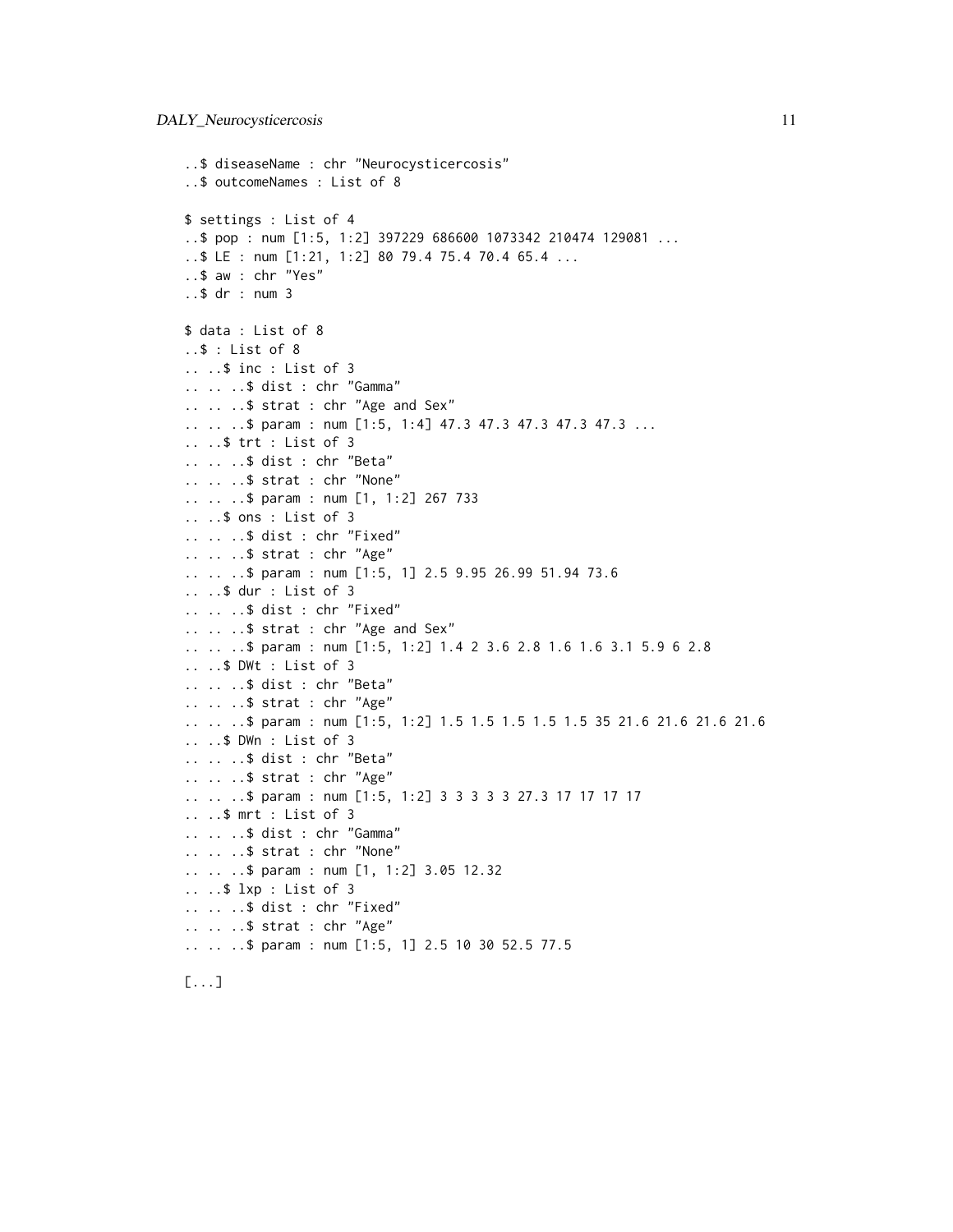```
..$ diseaseName : chr "Neurocysticercosis"
..$ outcomeNames : List of 8

$ settings : List of 4
..$ pop : num [1:5, 1:2] 397229 686600 1073342 210474 129081 ...
..$ LE : num [1:21, 1:2] 80 79.4 75.4 70.4 65.4 ...
..$ aw : chr "Yes"
..$ dr : num 3

$ data : List of 8
..$ : List of 8
.. ..$ inc : List of 3
.. .. ..$ dist : chr "Gamma"
.. .. ..$ strat : chr "Age and Sex"
.. .. ..$ param : num [1:5, 1:4] 47.3 47.3 47.3 47.3 47.3 ...
.. ..$ trt : List of 3
.. .. ..$ dist : chr "Beta"
.. .. ..$ strat : chr "None"
.. .. ..$ param : num [1, 1:2] 267 733
.. ..$ ons : List of 3
.. .. ..$ dist : chr "Fixed"
.. .. ..$ strat : chr "Age"
.. .. ..$ param : num [1:5, 1] 2.5 9.95 26.99 51.94 73.6
.. ..$ dur : List of 3
.. .. ..$ dist : chr "Fixed"
.. .. ..$ strat : chr "Age and Sex"
.. .. ..$ param : num [1:5, 1:2] 1.4 2 3.6 2.8 1.6 1.6 3.1 5.9 6 2.8
.. ..$ DWt : List of 3
.. .. ..$ dist : chr "Beta"
.. .. ..$ strat : chr "Age"
.. .. ..$ param : num [1:5, 1:2] 1.5 1.5 1.5 1.5 1.5 35 21.6 21.6 21.6 21.6
.. ..$ DWn : List of 3
.. .. ..$ dist : chr "Beta"
.. .. ..$ strat : chr "Age"
.. .. ..$ param : num [1:5, 1:2] 3 3 3 3 3 27.3 17 17 17 17
.. ..$ mrt : List of 3
.. .. ..$ dist : chr "Gamma"
.. .. ..$ strat : chr "None"
.. .. ..$ param : num [1, 1:2] 3.05 12.32
.. ..$ lxp : List of 3
.. .. ..$ dist : chr "Fixed"
.. .. ..$ strat : chr "Age"
.. .. ..$ param : num [1:5, 1] 2.5 10 30 52.5 77.5

[...]
```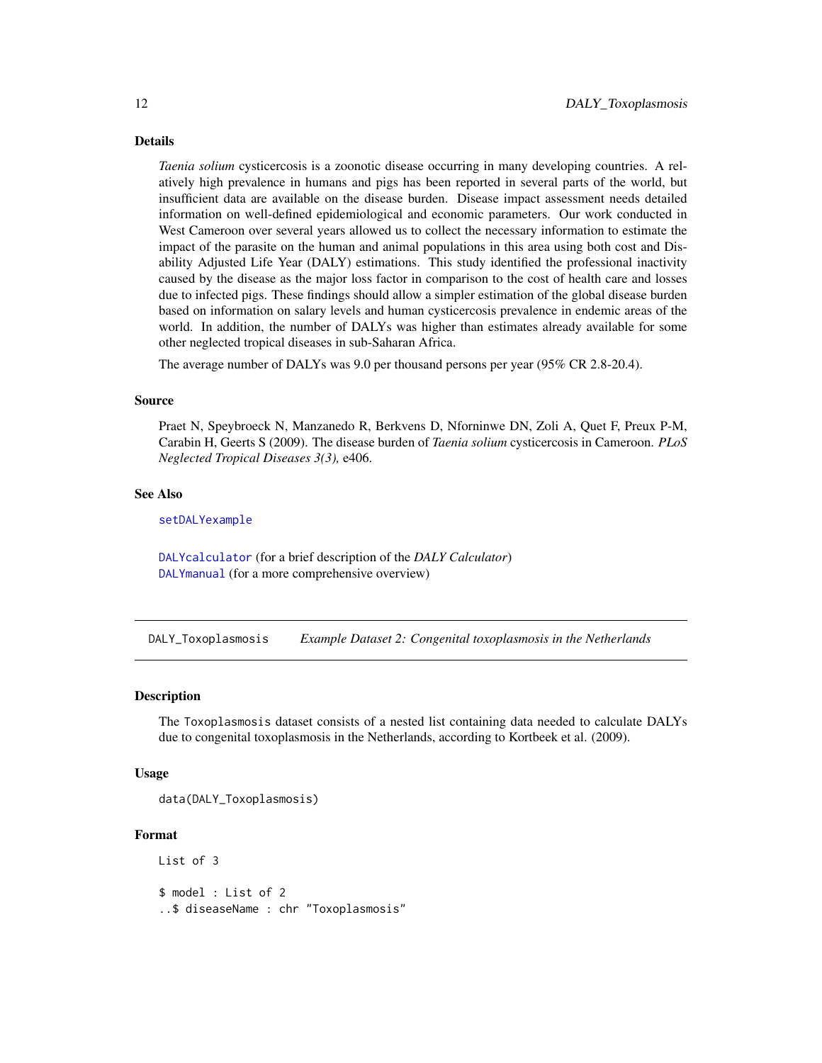### Details

*Taenia solium* cysticercosis is a zoonotic disease occurring in many developing countries. A relatively high prevalence in humans and pigs has been reported in several parts of the world, but insufficient data are available on the disease burden. Disease impact assessment needs detailed information on well-defined epidemiological and economic parameters. Our work conducted in West Cameroon over several years allowed us to collect the necessary information to estimate the impact of the parasite on the human and animal populations in this area using both cost and Disability Adjusted Life Year (DALY) estimations. This study identified the professional inactivity caused by the disease as the major loss factor in comparison to the cost of health care and losses due to infected pigs. These findings should allow a simpler estimation of the global disease burden based on information on salary levels and human cysticercosis prevalence in endemic areas of the world. In addition, the number of DALYs was higher than estimates already available for some other neglected tropical diseases in sub-Saharan Africa.

The average number of DALYs was 9.0 per thousand persons per year (95% CR 2.8-20.4).

### Source

Praet N, Speybroeck N, Manzanedo R, Berkvens D, Nforninwe DN, Zoli A, Quet F, Preux P-M, Carabin H, Geerts S (2009). The disease burden of *Taenia solium* cysticercosis in Cameroon. *PLoS Neglected Tropical Diseases 3(3),* e406.

### See Also

`setDALYexample`

`DALYcalculator` (for a brief description of the *DALY Calculator*)
`DALYmanual` (for a more comprehensive overview)

---

## DALY_Toxoplasmosis — *Example Dataset 2: Congenital toxoplasmosis in the Netherlands*

### Description

The `Toxoplasmosis` dataset consists of a nested list containing data needed to calculate DALYs due to congenital toxoplasmosis in the Netherlands, according to Kortbeek et al. (2009).

### Usage

```
data(DALY_Toxoplasmosis)
```

### Format

```
List of 3

$ model : List of 2
..$ diseaseName : chr "Toxoplasmosis"
```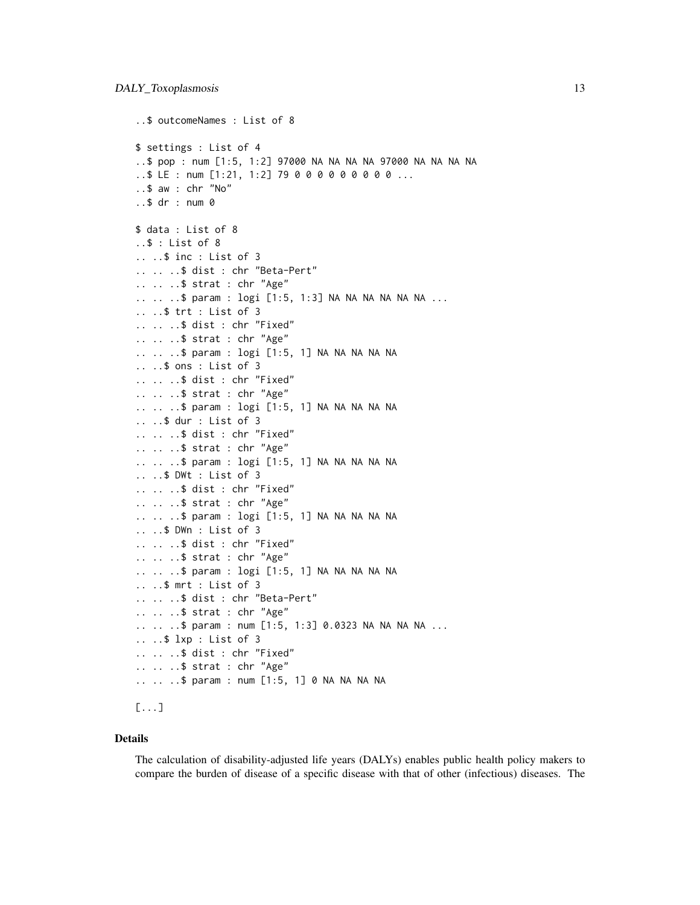```
..$ outcomeNames : List of 8

$ settings : List of 4
..$ pop : num [1:5, 1:2] 97000 NA NA NA NA 97000 NA NA NA NA
..$ LE : num [1:21, 1:2] 79 0 0 0 0 0 0 0 0 0 ...
..$ aw : chr "No"
..$ dr : num 0

$ data : List of 8
..$ : List of 8
.. ..$ inc : List of 3
.. .. ..$ dist : chr "Beta-Pert"
.. .. ..$ strat : chr "Age"
.. .. ..$ param : logi [1:5, 1:3] NA NA NA NA NA NA ...
.. ..$ trt : List of 3
.. .. ..$ dist : chr "Fixed"
.. .. ..$ strat : chr "Age"
.. .. ..$ param : logi [1:5, 1] NA NA NA NA NA
.. ..$ ons : List of 3
.. .. ..$ dist : chr "Fixed"
.. .. ..$ strat : chr "Age"
.. .. ..$ param : logi [1:5, 1] NA NA NA NA NA
.. ..$ dur : List of 3
.. .. ..$ dist : chr "Fixed"
.. .. ..$ strat : chr "Age"
.. .. ..$ param : logi [1:5, 1] NA NA NA NA NA
.. ..$ DWt : List of 3
.. .. ..$ dist : chr "Fixed"
.. .. ..$ strat : chr "Age"
.. .. ..$ param : logi [1:5, 1] NA NA NA NA NA
.. ..$ DWn : List of 3
.. .. ..$ dist : chr "Fixed"
.. .. ..$ strat : chr "Age"
.. .. ..$ param : logi [1:5, 1] NA NA NA NA NA
.. ..$ mrt : List of 3
.. .. ..$ dist : chr "Beta-Pert"
.. .. ..$ strat : chr "Age"
.. .. ..$ param : num [1:5, 1:3] 0.0323 NA NA NA NA ...
.. ..$ lxp : List of 3
.. .. ..$ dist : chr "Fixed"
.. .. ..$ strat : chr "Age"
.. .. ..$ param : num [1:5, 1] 0 NA NA NA NA

[...]
```

## Details

The calculation of disability-adjusted life years (DALYs) enables public health policy makers to compare the burden of disease of a specific disease with that of other (infectious) diseases. The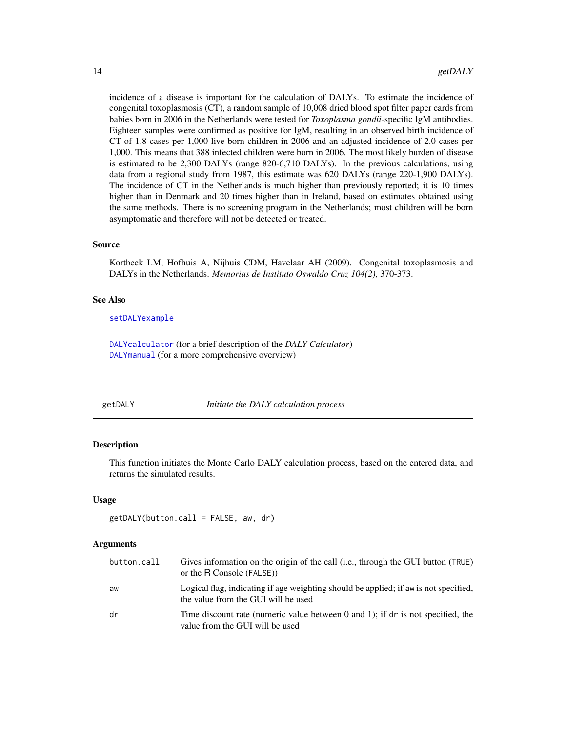incidence of a disease is important for the calculation of DALYs. To estimate the incidence of congenital toxoplasmosis (CT), a random sample of 10,008 dried blood spot filter paper cards from babies born in 2006 in the Netherlands were tested for *Toxoplasma gondii*-specific IgM antibodies. Eighteen samples were confirmed as positive for IgM, resulting in an observed birth incidence of CT of 1.8 cases per 1,000 live-born children in 2006 and an adjusted incidence of 2.0 cases per 1,000. This means that 388 infected children were born in 2006. The most likely burden of disease is estimated to be 2,300 DALYs (range 820-6,710 DALYs). In the previous calculations, using data from a regional study from 1987, this estimate was 620 DALYs (range 220-1,900 DALYs). The incidence of CT in the Netherlands is much higher than previously reported; it is 10 times higher than in Denmark and 20 times higher than in Ireland, based on estimates obtained using the same methods. There is no screening program in the Netherlands; most children will be born asymptomatic and therefore will not be detected or treated.

### Source

Kortbeek LM, Hofhuis A, Nijhuis CDM, Havelaar AH (2009). Congenital toxoplasmosis and DALYs in the Netherlands. *Memorias de Instituto Oswaldo Cruz 104(2),* 370-373.

### See Also

setDALYexample

DALYcalculator (for a brief description of the *DALY Calculator*)
DALYmanual (for a more comprehensive overview)

---

## getDALY — *Initiate the DALY calculation process*

### Description

This function initiates the Monte Carlo DALY calculation process, based on the entered data, and returns the simulated results.

### Usage

```
getDALY(button.call = FALSE, aw, dr)
```

### Arguments

| | |
|---|---|
| button.call | Gives information on the origin of the call (i.e., through the GUI button (TRUE) or the R Console (FALSE)) |
| aw | Logical flag, indicating if age weighting should be applied; if aw is not specified, the value from the GUI will be used |
| dr | Time discount rate (numeric value between 0 and 1); if dr is not specified, the value from the GUI will be used |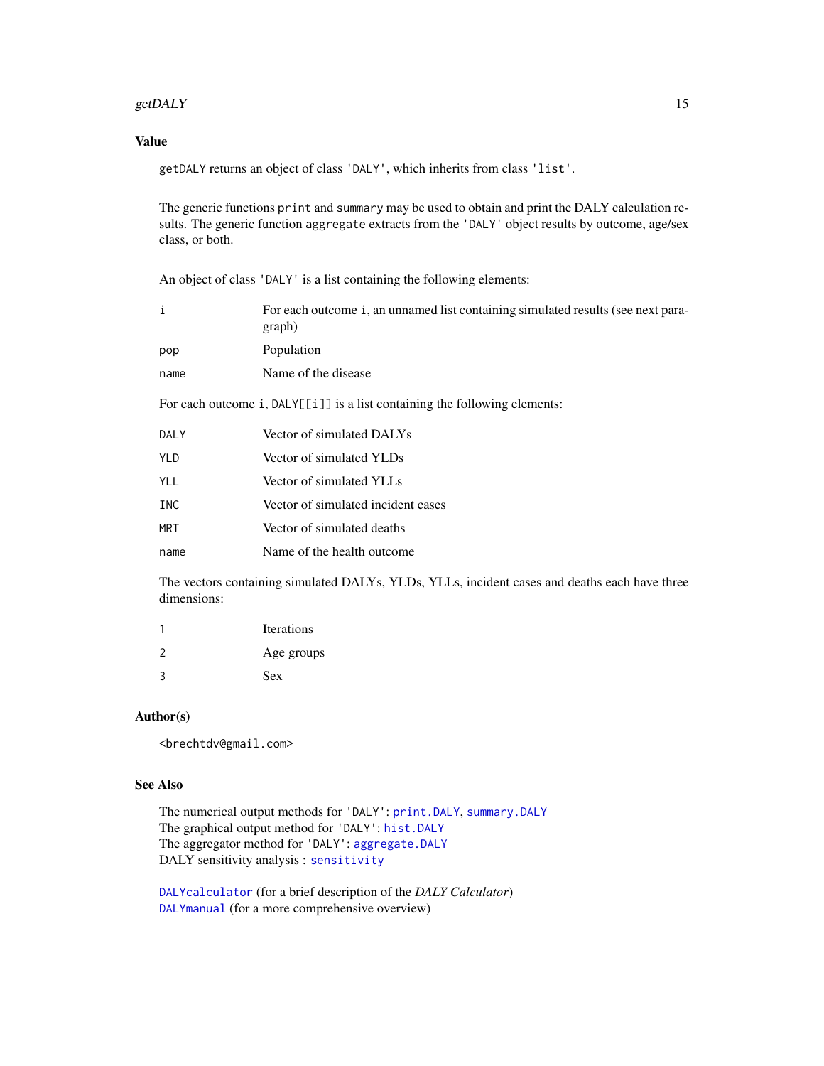## Value

`getDALY` returns an object of class `'DALY'`, which inherits from class `'list'`.

The generic functions `print` and `summary` may be used to obtain and print the DALY calculation results. The generic function `aggregate` extracts from the `'DALY'` object results by outcome, age/sex class, or both.

An object of class `'DALY'` is a list containing the following elements:

| | |
|---|---|
| `i` | For each outcome `i`, an unnamed list containing simulated results (see next paragraph) |
| `pop` | Population |
| `name` | Name of the disease |

For each outcome `i`, `DALY[[i]]` is a list containing the following elements:

| | |
|---|---|
| `DALY` | Vector of simulated DALYs |
| `YLD` | Vector of simulated YLDs |
| `YLL` | Vector of simulated YLLs |
| `INC` | Vector of simulated incident cases |
| `MRT` | Vector of simulated deaths |
| `name` | Name of the health outcome |

The vectors containing simulated DALYs, YLDs, YLLs, incident cases and deaths each have three dimensions:

| | |
|---|---|
| `1` | Iterations |
| `2` | Age groups |
| `3` | Sex |

## Author(s)

`<brechtdv@gmail.com>`

## See Also

The numerical output methods for `'DALY'`: `print.DALY`, `summary.DALY`
The graphical output method for `'DALY'`: `hist.DALY`
The aggregator method for `'DALY'`: `aggregate.DALY`
DALY sensitivity analysis : `sensitivity`

`DALYcalculator` (for a brief description of the *DALY Calculator*)
`DALYmanual` (for a more comprehensive overview)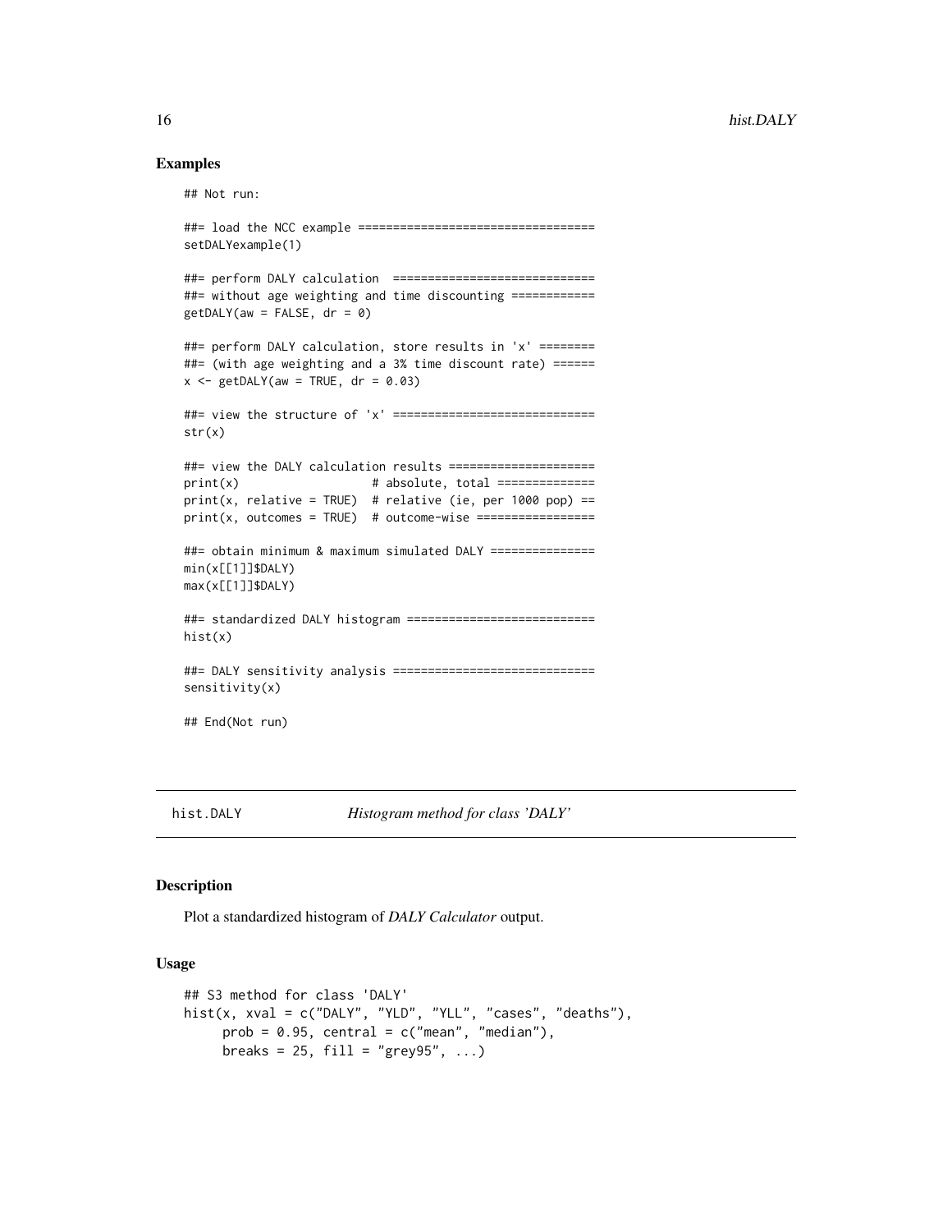### Examples

```
## Not run:

##= load the NCC example ==================================
setDALYexample(1)

##= perform DALY calculation  =============================
##= without age weighting and time discounting ============
getDALY(aw = FALSE, dr = 0)

##= perform DALY calculation, store results in 'x' ========
##= (with age weighting and a 3% time discount rate) ======
x <- getDALY(aw = TRUE, dr = 0.03)

##= view the structure of 'x' =============================
str(x)

##= view the DALY calculation results =====================
print(x)                     # absolute, total ==============
print(x, relative = TRUE)  # relative (ie, per 1000 pop) ==
print(x, outcomes = TRUE)  # outcome-wise =================

##= obtain minimum & maximum simulated DALY ===============
min(x[[1]]$DALY)
max(x[[1]]$DALY)

##= standardized DALY histogram ===========================
hist(x)

##= DALY sensitivity analysis =============================
sensitivity(x)

## End(Not run)
```

---

## hist.DALY — *Histogram method for class 'DALY'*

### Description

Plot a standardized histogram of *DALY Calculator* output.

### Usage

```
## S3 method for class 'DALY'
hist(x, xval = c("DALY", "YLD", "YLL", "cases", "deaths"),
     prob = 0.95, central = c("mean", "median"),
     breaks = 25, fill = "grey95", ...)
```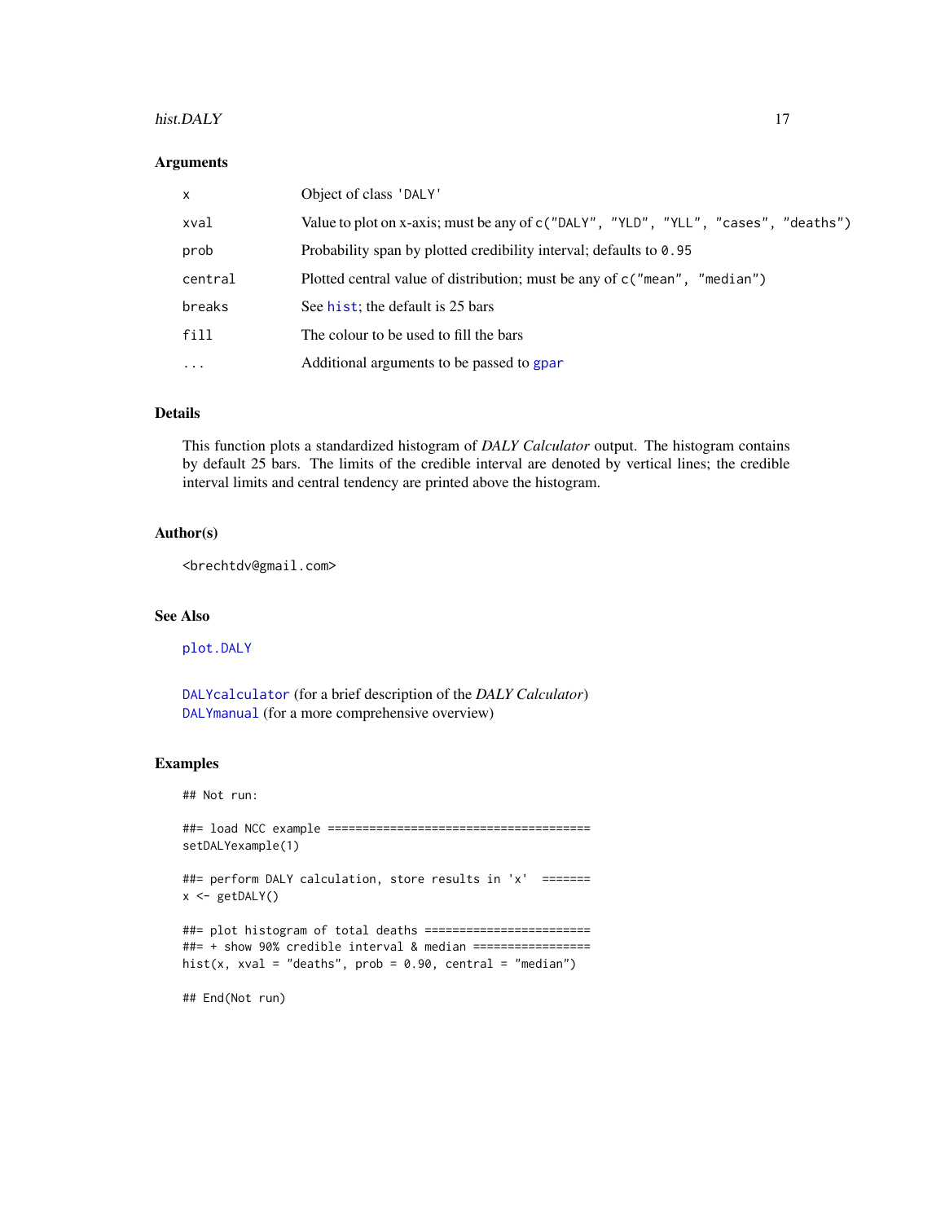## Arguments

| | |
|---|---|
| `x` | Object of class `'DALY'` |
| `xval` | Value to plot on x-axis; must be any of `c("DALY", "YLD", "YLL", "cases", "deaths")` |
| `prob` | Probability span by plotted credibility interval; defaults to `0.95` |
| `central` | Plotted central value of distribution; must be any of `c("mean", "median")` |
| `breaks` | See `hist`; the default is 25 bars |
| `fill` | The colour to be used to fill the bars |
| `...` | Additional arguments to be passed to `gpar` |

## Details

This function plots a standardized histogram of *DALY Calculator* output. The histogram contains by default 25 bars. The limits of the credible interval are denoted by vertical lines; the credible interval limits and central tendency are printed above the histogram.

## Author(s)

`<brechtdv@gmail.com>`

## See Also

`plot.DALY`

`DALYcalculator` (for a brief description of the *DALY Calculator*)
`DALYmanual` (for a more comprehensive overview)

## Examples

```
## Not run:

##= load NCC example =====================================
setDALYexample(1)

##= perform DALY calculation, store results in 'x'  =======
x <- getDALY()

##= plot histogram of total deaths =======================
##= + show 90% credible interval & median ================
hist(x, xval = "deaths", prob = 0.90, central = "median")

## End(Not run)
```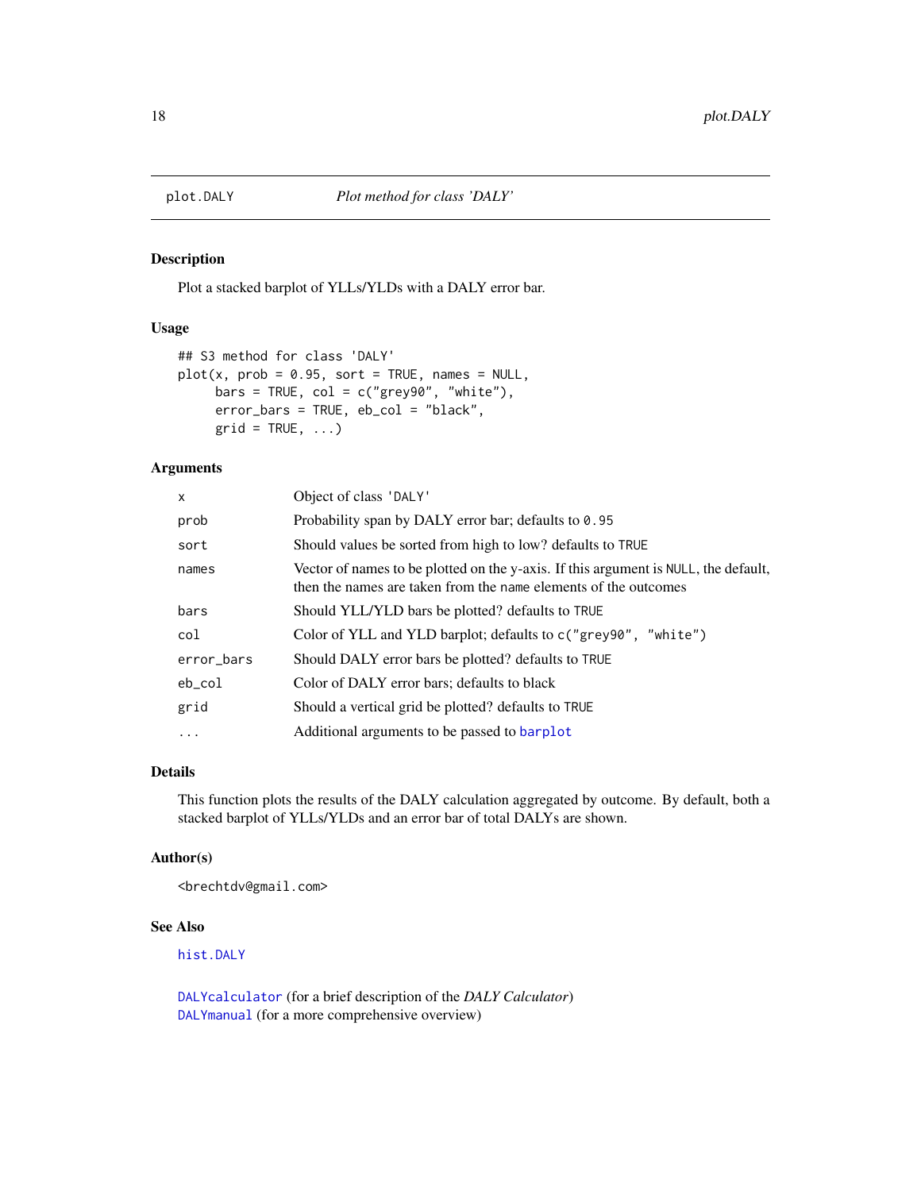# plot.DALY — *Plot method for class 'DALY'*

## Description

Plot a stacked barplot of YLLs/YLDs with a DALY error bar.

## Usage

```
## S3 method for class 'DALY'
plot(x, prob = 0.95, sort = TRUE, names = NULL,
     bars = TRUE, col = c("grey90", "white"),
     error_bars = TRUE, eb_col = "black",
     grid = TRUE, ...)
```

## Arguments

| | |
|---|---|
| `x` | Object of class `'DALY'` |
| `prob` | Probability span by DALY error bar; defaults to `0.95` |
| `sort` | Should values be sorted from high to low? defaults to `TRUE` |
| `names` | Vector of names to be plotted on the y-axis. If this argument is `NULL`, the default, then the names are taken from the `name` elements of the outcomes |
| `bars` | Should YLL/YLD bars be plotted? defaults to `TRUE` |
| `col` | Color of YLL and YLD barplot; defaults to `c("grey90", "white")` |
| `error_bars` | Should DALY error bars be plotted? defaults to `TRUE` |
| `eb_col` | Color of DALY error bars; defaults to black |
| `grid` | Should a vertical grid be plotted? defaults to `TRUE` |
| `...` | Additional arguments to be passed to `barplot` |

## Details

This function plots the results of the DALY calculation aggregated by outcome. By default, both a stacked barplot of YLLs/YLDs and an error bar of total DALYs are shown.

## Author(s)

`<brechtdv@gmail.com>`

## See Also

`hist.DALY`

`DALYcalculator` (for a brief description of the *DALY Calculator*)
`DALYmanual` (for a more comprehensive overview)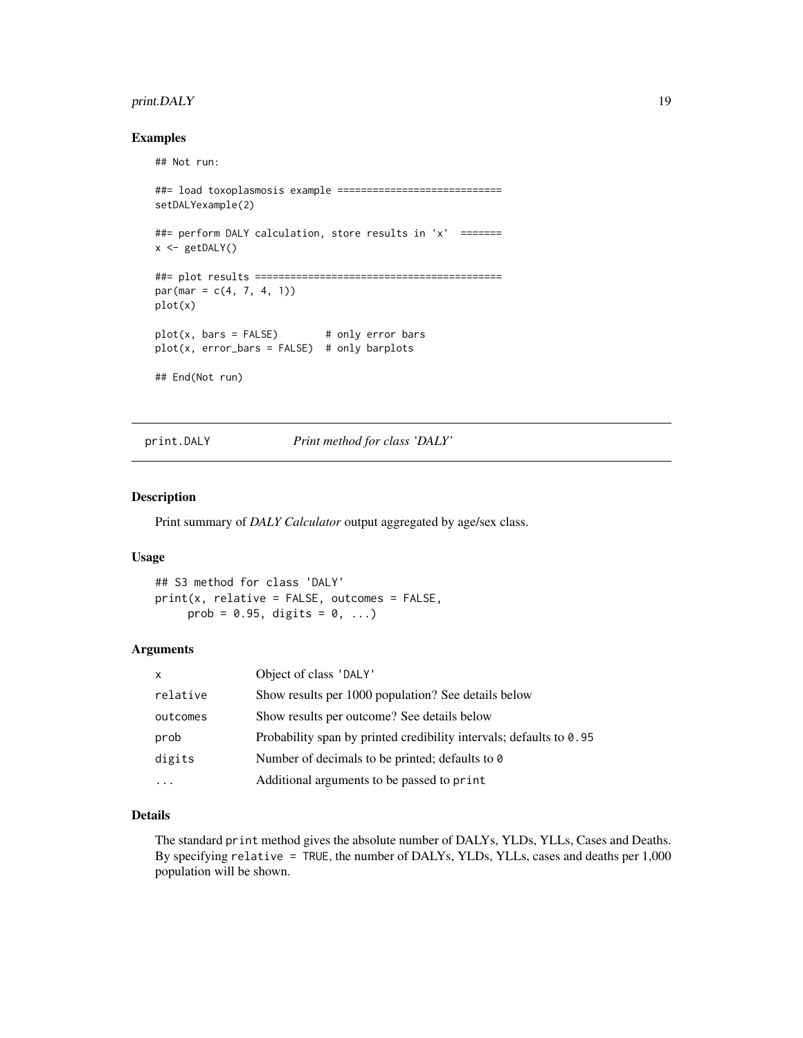### Examples

```
## Not run:

##= load toxoplasmosis example ============================
setDALYexample(2)

##= perform DALY calculation, store results in 'x'  =======
x <- getDALY()

##= plot results ==========================================
par(mar = c(4, 7, 4, 1))
plot(x)

plot(x, bars = FALSE)        # only error bars
plot(x, error_bars = FALSE)  # only barplots

## End(Not run)
```

---

## print.DALY *Print method for class 'DALY'*

---

### Description

Print summary of *DALY Calculator* output aggregated by age/sex class.

### Usage

```
## S3 method for class 'DALY'
print(x, relative = FALSE, outcomes = FALSE,
     prob = 0.95, digits = 0, ...)
```

### Arguments

| | |
|---|---|
| `x` | Object of class `'DALY'` |
| `relative` | Show results per 1000 population? See details below |
| `outcomes` | Show results per outcome? See details below |
| `prob` | Probability span by printed credibility intervals; defaults to `0.95` |
| `digits` | Number of decimals to be printed; defaults to `0` |
| `...` | Additional arguments to be passed to `print` |

### Details

The standard `print` method gives the absolute number of DALYs, YLDs, YLLs, Cases and Deaths. By specifying `relative = TRUE`, the number of DALYs, YLDs, YLLs, cases and deaths per 1,000 population will be shown.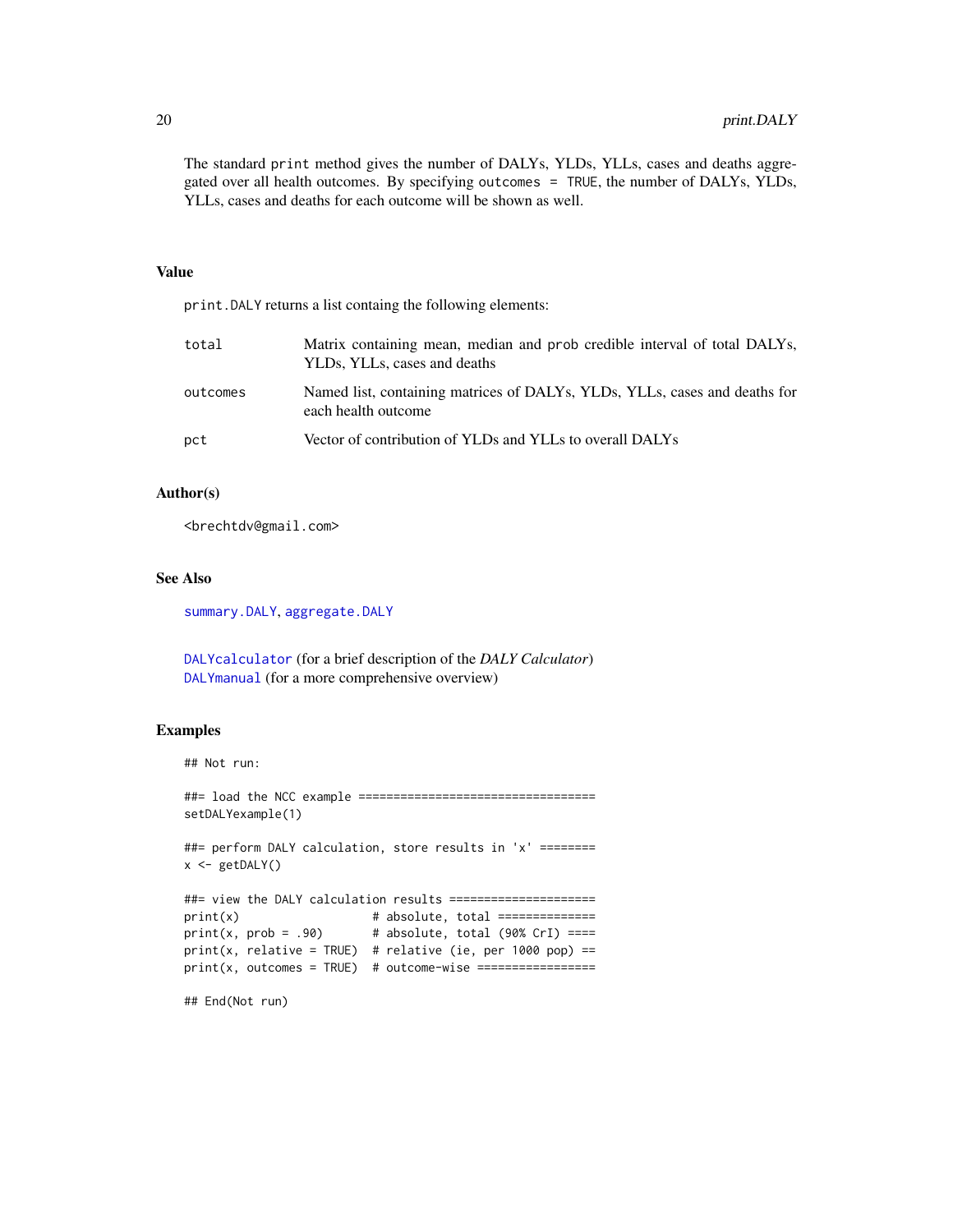The standard `print` method gives the number of DALYs, YLDs, YLLs, cases and deaths aggregated over all health outcomes. By specifying `outcomes = TRUE`, the number of DALYs, YLDs, YLLs, cases and deaths for each outcome will be shown as well.

### Value

`print.DALY` returns a list containg the following elements:

| | |
|---|---|
| `total` | Matrix containing mean, median and `prob` credible interval of total DALYs, YLDs, YLLs, cases and deaths |
| `outcomes` | Named list, containing matrices of DALYs, YLDs, YLLs, cases and deaths for each health outcome |
| `pct` | Vector of contribution of YLDs and YLLs to overall DALYs |

### Author(s)

<brechtdv@gmail.com>

### See Also

`summary.DALY`, `aggregate.DALY`

`DALYcalculator` (for a brief description of the *DALY Calculator*)
`DALYmanual` (for a more comprehensive overview)

### Examples

```
## Not run:

##= load the NCC example ==================================
setDALYexample(1)

##= perform DALY calculation, store results in 'x' ========
x <- getDALY()

##= view the DALY calculation results ====================
print(x)                  # absolute, total ==============
print(x, prob = .90)      # absolute, total (90% CrI) ====
print(x, relative = TRUE) # relative (ie, per 1000 pop) ==
print(x, outcomes = TRUE) # outcome-wise ================

## End(Not run)
```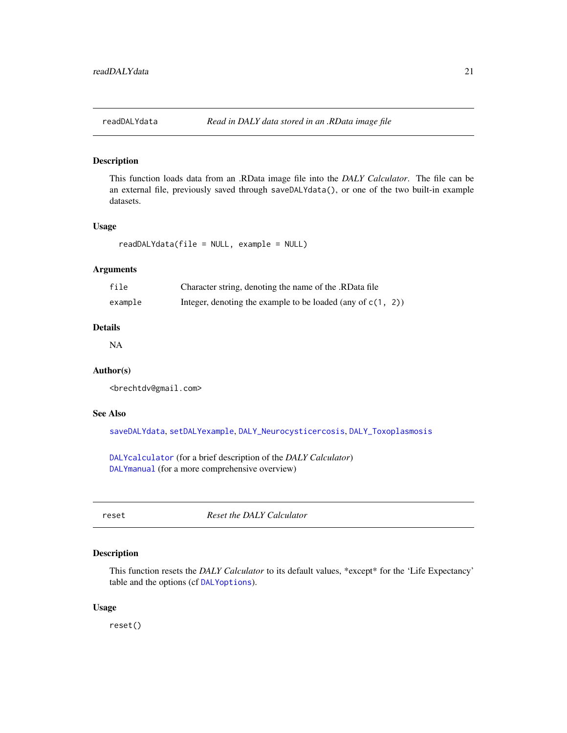## readDALYdata — *Read in DALY data stored in an .RData image file*

### Description

This function loads data from an .RData image file into the *DALY Calculator*. The file can be an external file, previously saved through `saveDALYdata()`, or one of the two built-in example datasets.

### Usage

```
readDALYdata(file = NULL, example = NULL)
```

### Arguments

| | |
|---|---|
| `file` | Character string, denoting the name of the .RData file |
| `example` | Integer, denoting the example to be loaded (any of `c(1, 2)`) |

### Details

NA

### Author(s)

<brechtdv@gmail.com>

### See Also

`saveDALYdata`, `setDALYexample`, `DALY_Neurocysticercosis`, `DALY_Toxoplasmosis`

`DALYcalculator` (for a brief description of the *DALY Calculator*)
`DALYmanual` (for a more comprehensive overview)

## reset — *Reset the DALY Calculator*

### Description

This function resets the *DALY Calculator* to its default values, *except* for the 'Life Expectancy' table and the options (cf `DALYoptions`).

### Usage

```
reset()
```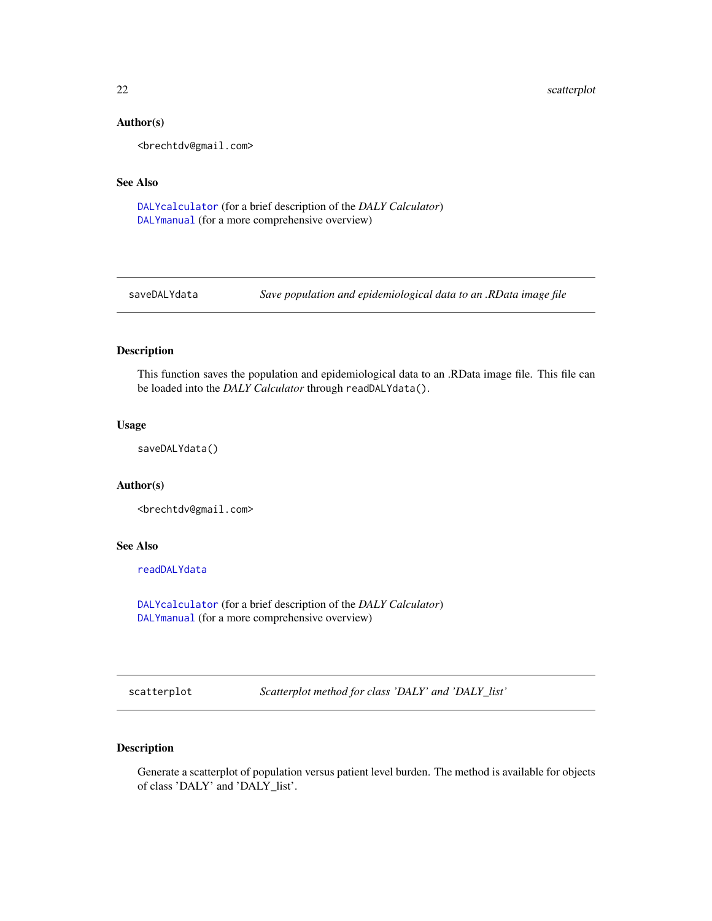### Author(s)

<brechtdv@gmail.com>

### See Also

`DALYcalculator` (for a brief description of the *DALY Calculator*)
`DALYmanual` (for a more comprehensive overview)

---

## saveDALYdata — *Save population and epidemiological data to an .RData image file*

---

### Description

This function saves the population and epidemiological data to an .RData image file. This file can be loaded into the *DALY Calculator* through `readDALYdata()`.

### Usage

```
saveDALYdata()
```

### Author(s)

<brechtdv@gmail.com>

### See Also

`readDALYdata`

`DALYcalculator` (for a brief description of the *DALY Calculator*)
`DALYmanual` (for a more comprehensive overview)

---

## scatterplot — *Scatterplot method for class 'DALY' and 'DALY_list'*

---

### Description

Generate a scatterplot of population versus patient level burden. The method is available for objects of class 'DALY' and 'DALY_list'.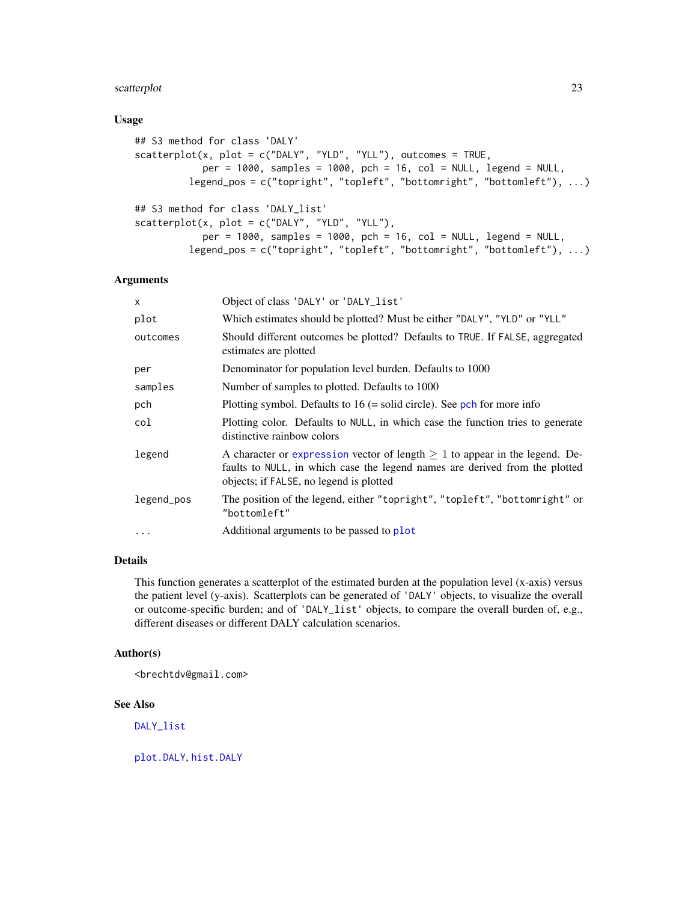## Usage

```
## S3 method for class 'DALY'
scatterplot(x, plot = c("DALY", "YLD", "YLL"), outcomes = TRUE,
            per = 1000, samples = 1000, pch = 16, col = NULL, legend = NULL,
          legend_pos = c("topright", "topleft", "bottomright", "bottomleft"), ...)

## S3 method for class 'DALY_list'
scatterplot(x, plot = c("DALY", "YLD", "YLL"),
            per = 1000, samples = 1000, pch = 16, col = NULL, legend = NULL,
          legend_pos = c("topright", "topleft", "bottomright", "bottomleft"), ...)
```

## Arguments

| | |
|---|---|
| `x` | Object of class `'DALY'` or `'DALY_list'` |
| `plot` | Which estimates should be plotted? Must be either `"DALY"`, `"YLD"` or `"YLL"` |
| `outcomes` | Should different outcomes be plotted? Defaults to `TRUE`. If `FALSE`, aggregated estimates are plotted |
| `per` | Denominator for population level burden. Defaults to 1000 |
| `samples` | Number of samples to plotted. Defaults to 1000 |
| `pch` | Plotting symbol. Defaults to 16 (= solid circle). See `pch` for more info |
| `col` | Plotting color. Defaults to `NULL`, in which case the function tries to generate distinctive rainbow colors |
| `legend` | A character or `expression` vector of length $\geq 1$ to appear in the legend. Defaults to `NULL`, in which case the legend names are derived from the plotted objects; if `FALSE`, no legend is plotted |
| `legend_pos` | The position of the legend, either `"topright"`, `"topleft"`, `"bottomright"` or `"bottomleft"` |
| `...` | Additional arguments to be passed to `plot` |

## Details

This function generates a scatterplot of the estimated burden at the population level (x-axis) versus the patient level (y-axis). Scatterplots can be generated of `'DALY'` objects, to visualize the overall or outcome-specific burden; and of `'DALY_list'` objects, to compare the overall burden of, e.g., different diseases or different DALY calculation scenarios.

## Author(s)

<brechtdv@gmail.com>

## See Also

`DALY_list`

`plot.DALY`, `hist.DALY`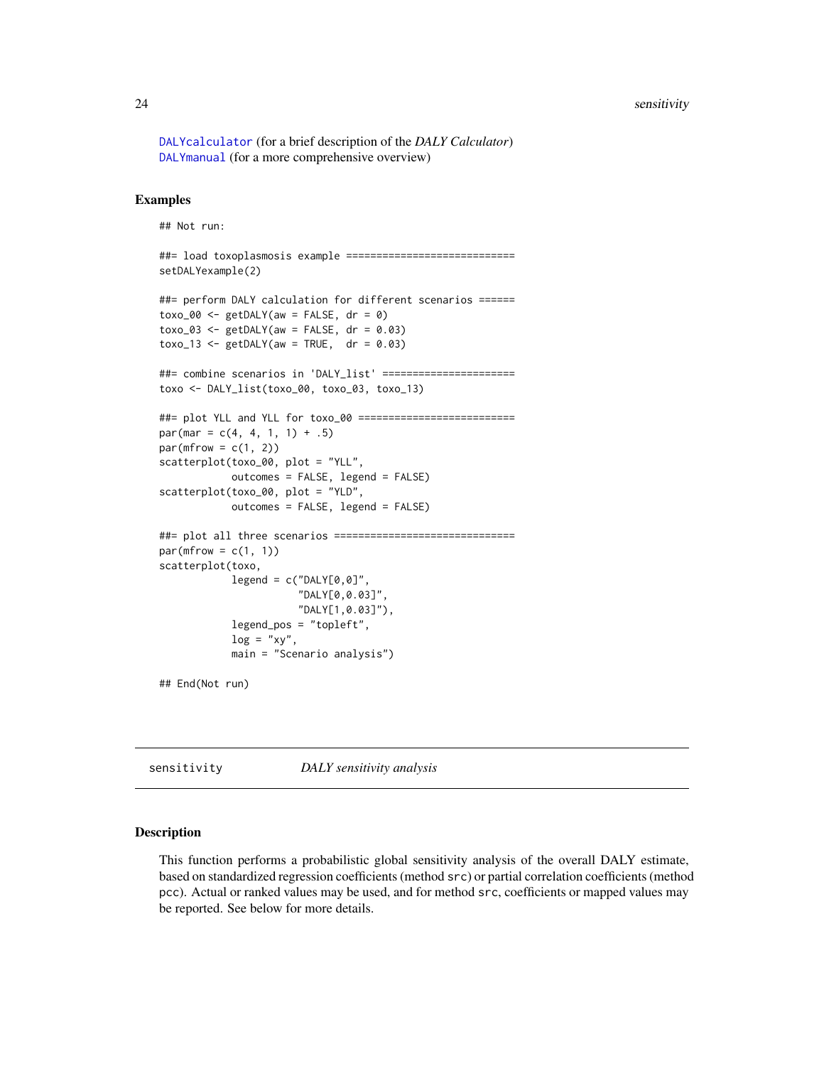`DALYcalculator` (for a brief description of the *DALY Calculator*)
`DALYmanual` (for a more comprehensive overview)

## Examples

```
## Not run:

##= load toxoplasmosis example ============================
setDALYexample(2)

##= perform DALY calculation for different scenarios ======
toxo_00 <- getDALY(aw = FALSE, dr = 0)
toxo_03 <- getDALY(aw = FALSE, dr = 0.03)
toxo_13 <- getDALY(aw = TRUE,  dr = 0.03)

##= combine scenarios in 'DALY_list' ======================
toxo <- DALY_list(toxo_00, toxo_03, toxo_13)

##= plot YLL and YLL for toxo_00 ==========================
par(mar = c(4, 4, 1, 1) + .5)
par(mfrow = c(1, 2))
scatterplot(toxo_00, plot = "YLL",
            outcomes = FALSE, legend = FALSE)
scatterplot(toxo_00, plot = "YLD",
            outcomes = FALSE, legend = FALSE)

##= plot all three scenarios ==============================
par(mfrow = c(1, 1))
scatterplot(toxo,
            legend = c("DALY[0,0]",
                       "DALY[0,0.03]",
                       "DALY[1,0.03]"),
            legend_pos = "topleft",
            log = "xy",
            main = "Scenario analysis")

## End(Not run)
```

---

# sensitivity — *DALY sensitivity analysis*

---

## Description

This function performs a probabilistic global sensitivity analysis of the overall DALY estimate, based on standardized regression coefficients (method `src`) or partial correlation coefficients (method `pcc`). Actual or ranked values may be used, and for method `src`, coefficients or mapped values may be reported. See below for more details.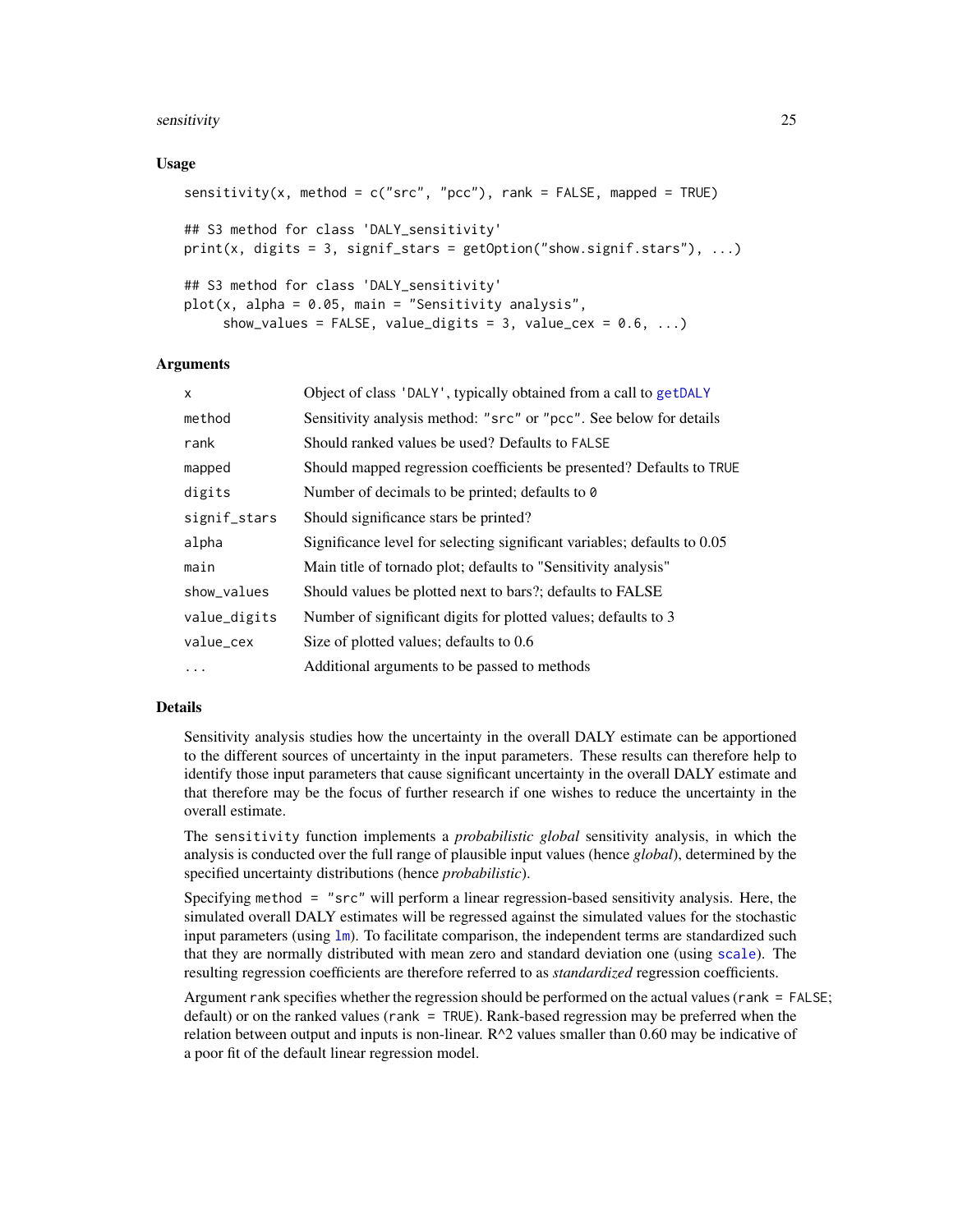## Usage

```
sensitivity(x, method = c("src", "pcc"), rank = FALSE, mapped = TRUE)

## S3 method for class 'DALY_sensitivity'
print(x, digits = 3, signif_stars = getOption("show.signif.stars"), ...)

## S3 method for class 'DALY_sensitivity'
plot(x, alpha = 0.05, main = "Sensitivity analysis",
     show_values = FALSE, value_digits = 3, value_cex = 0.6, ...)
```

## Arguments

| | |
|---|---|
| x | Object of class 'DALY', typically obtained from a call to getDALY |
| method | Sensitivity analysis method: "src" or "pcc". See below for details |
| rank | Should ranked values be used? Defaults to FALSE |
| mapped | Should mapped regression coefficients be presented? Defaults to TRUE |
| digits | Number of decimals to be printed; defaults to 0 |
| signif_stars | Should significance stars be printed? |
| alpha | Significance level for selecting significant variables; defaults to 0.05 |
| main | Main title of tornado plot; defaults to "Sensitivity analysis" |
| show_values | Should values be plotted next to bars?; defaults to FALSE |
| value_digits | Number of significant digits for plotted values; defaults to 3 |
| value_cex | Size of plotted values; defaults to 0.6 |
| ... | Additional arguments to be passed to methods |

## Details

Sensitivity analysis studies how the uncertainty in the overall DALY estimate can be apportioned to the different sources of uncertainty in the input parameters. These results can therefore help to identify those input parameters that cause significant uncertainty in the overall DALY estimate and that therefore may be the focus of further research if one wishes to reduce the uncertainty in the overall estimate.

The sensitivity function implements a *probabilistic global* sensitivity analysis, in which the analysis is conducted over the full range of plausible input values (hence *global*), determined by the specified uncertainty distributions (hence *probabilistic*).

Specifying method = "src" will perform a linear regression-based sensitivity analysis. Here, the simulated overall DALY estimates will be regressed against the simulated values for the stochastic input parameters (using lm). To facilitate comparison, the independent terms are standardized such that they are normally distributed with mean zero and standard deviation one (using scale). The resulting regression coefficients are therefore referred to as *standardized* regression coefficients.

Argument rank specifies whether the regression should be performed on the actual values (rank = FALSE; default) or on the ranked values (rank = TRUE). Rank-based regression may be preferred when the relation between output and inputs is non-linear. R^2 values smaller than 0.60 may be indicative of a poor fit of the default linear regression model.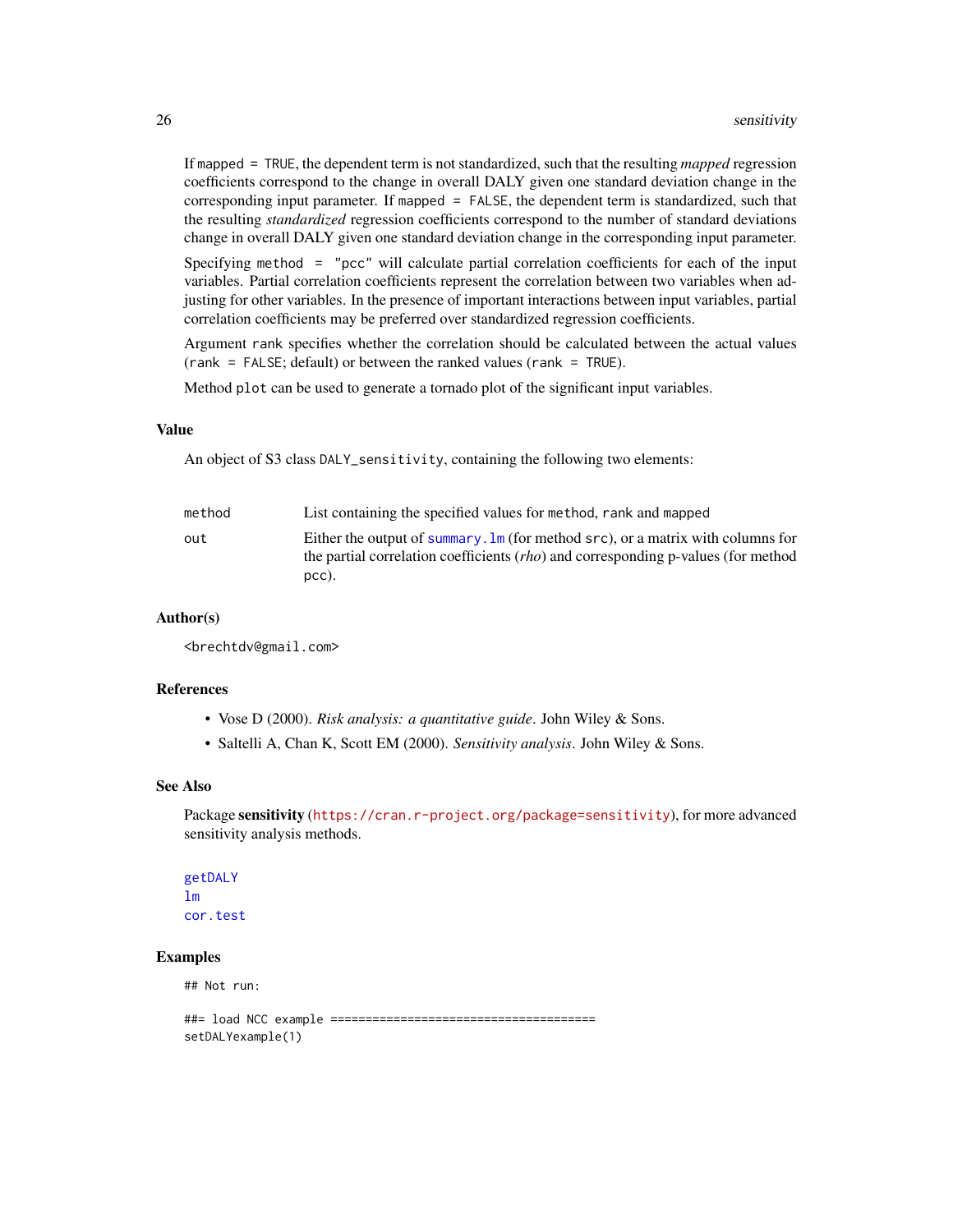If `mapped = TRUE`, the dependent term is not standardized, such that the resulting *mapped* regression coefficients correspond to the change in overall DALY given one standard deviation change in the corresponding input parameter. If `mapped = FALSE`, the dependent term is standardized, such that the resulting *standardized* regression coefficients correspond to the number of standard deviations change in overall DALY given one standard deviation change in the corresponding input parameter.

Specifying `method = "pcc"` will calculate partial correlation coefficients for each of the input variables. Partial correlation coefficients represent the correlation between two variables when adjusting for other variables. In the presence of important interactions between input variables, partial correlation coefficients may be preferred over standardized regression coefficients.

Argument `rank` specifies whether the correlation should be calculated between the actual values (`rank = FALSE`; default) or between the ranked values (`rank = TRUE`).

Method `plot` can be used to generate a tornado plot of the significant input variables.

### Value

An object of S3 class `DALY_sensitivity`, containing the following two elements:

| | |
|---|---|
| `method` | List containing the specified values for `method`, `rank` and `mapped` |
| `out` | Either the output of `summary.lm` (for method `src`), or a matrix with columns for the partial correlation coefficients (*rho*) and corresponding p-values (for method `pcc`). |

### Author(s)

<brechtdv@gmail.com>

### References

- Vose D (2000). *Risk analysis: a quantitative guide*. John Wiley & Sons.
- Saltelli A, Chan K, Scott EM (2000). *Sensitivity analysis*. John Wiley & Sons.

### See Also

Package **sensitivity** (https://cran.r-project.org/package=sensitivity), for more advanced sensitivity analysis methods.

`getDALY`
`lm`
`cor.test`

### Examples

```
## Not run:

##= load NCC example =====================================
setDALYexample(1)
```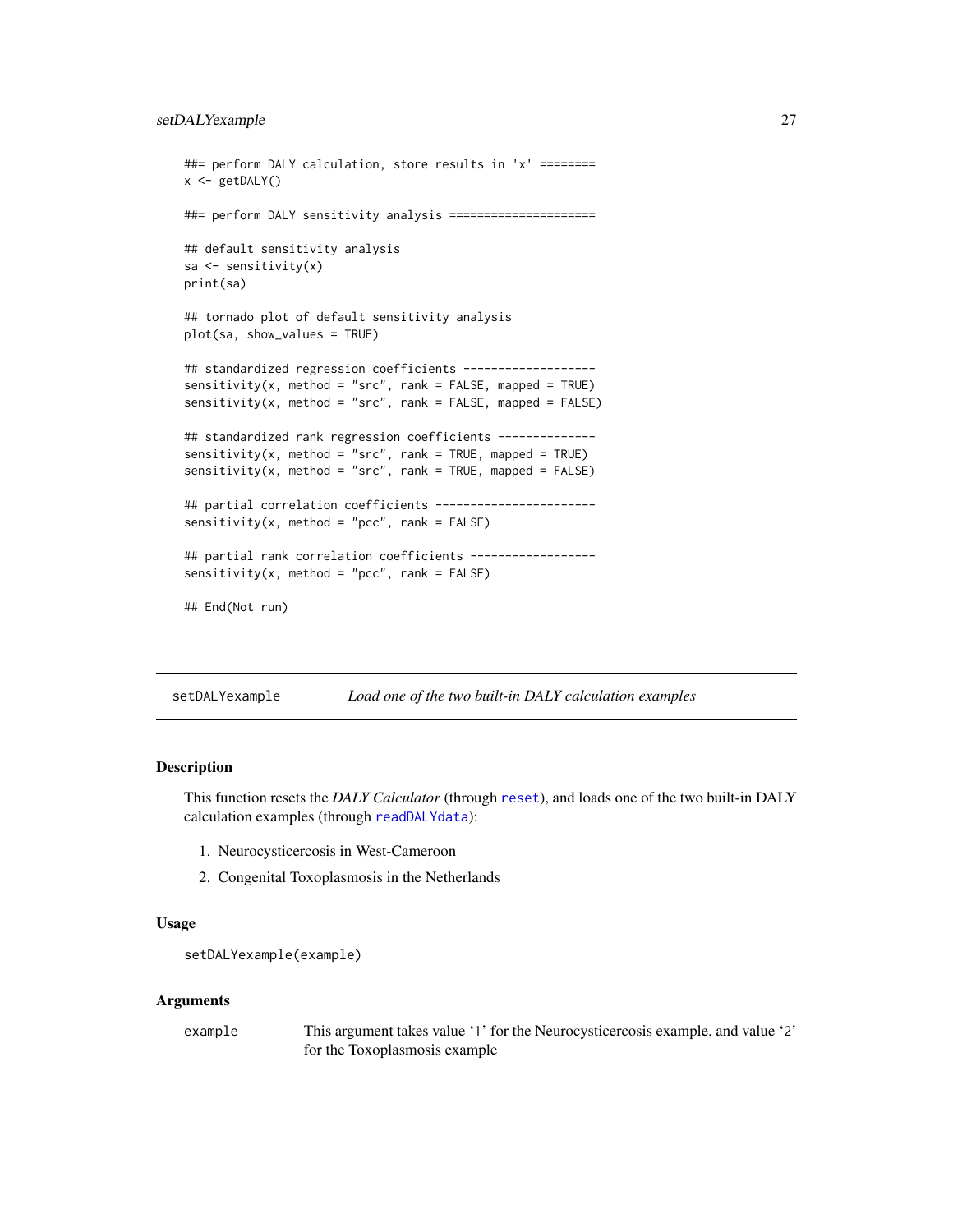```
##= perform DALY calculation, store results in 'x' ========
x <- getDALY()

##= perform DALY sensitivity analysis =====================

## default sensitivity analysis
sa <- sensitivity(x)
print(sa)

## tornado plot of default sensitivity analysis
plot(sa, show_values = TRUE)

## standardized regression coefficients -------------------
sensitivity(x, method = "src", rank = FALSE, mapped = TRUE)
sensitivity(x, method = "src", rank = FALSE, mapped = FALSE)

## standardized rank regression coefficients --------------
sensitivity(x, method = "src", rank = TRUE, mapped = TRUE)
sensitivity(x, method = "src", rank = TRUE, mapped = FALSE)

## partial correlation coefficients -----------------------
sensitivity(x, method = "pcc", rank = FALSE)

## partial rank correlation coefficients ------------------
sensitivity(x, method = "pcc", rank = FALSE)

## End(Not run)
```

---

## setDALYexample — *Load one of the two built-in DALY calculation examples*

### Description

This function resets the *DALY Calculator* (through `reset`), and loads one of the two built-in DALY calculation examples (through `readDALYdata`):

1. Neurocysticercosis in West-Cameroon
2. Congenital Toxoplasmosis in the Netherlands

### Usage

```
setDALYexample(example)
```

### Arguments

| | |
|---|---|
| `example` | This argument takes value '1' for the Neurocysticercosis example, and value '2' for the Toxoplasmosis example |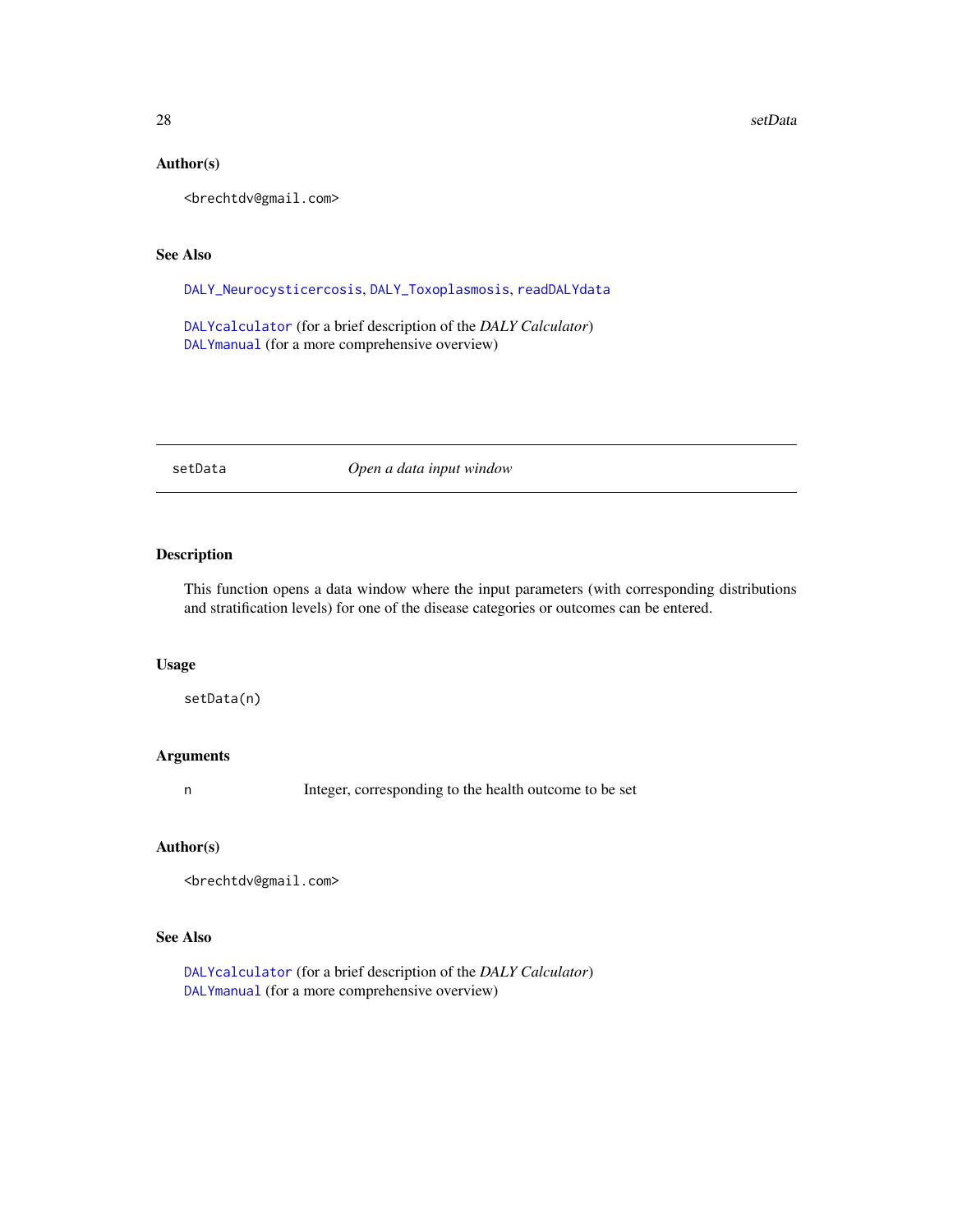### Author(s)

<brechtdv@gmail.com>

### See Also

DALY_Neurocysticercosis, DALY_Toxoplasmosis, readDALYdata

DALYcalculator (for a brief description of the *DALY Calculator*)
DALYmanual (for a more comprehensive overview)

---

## setData — *Open a data input window*

---

### Description

This function opens a data window where the input parameters (with corresponding distributions and stratification levels) for one of the disease categories or outcomes can be entered.

### Usage

```
setData(n)
```

### Arguments

| | |
|---|---|
| n | Integer, corresponding to the health outcome to be set |

### Author(s)

<brechtdv@gmail.com>

### See Also

DALYcalculator (for a brief description of the *DALY Calculator*)
DALYmanual (for a more comprehensive overview)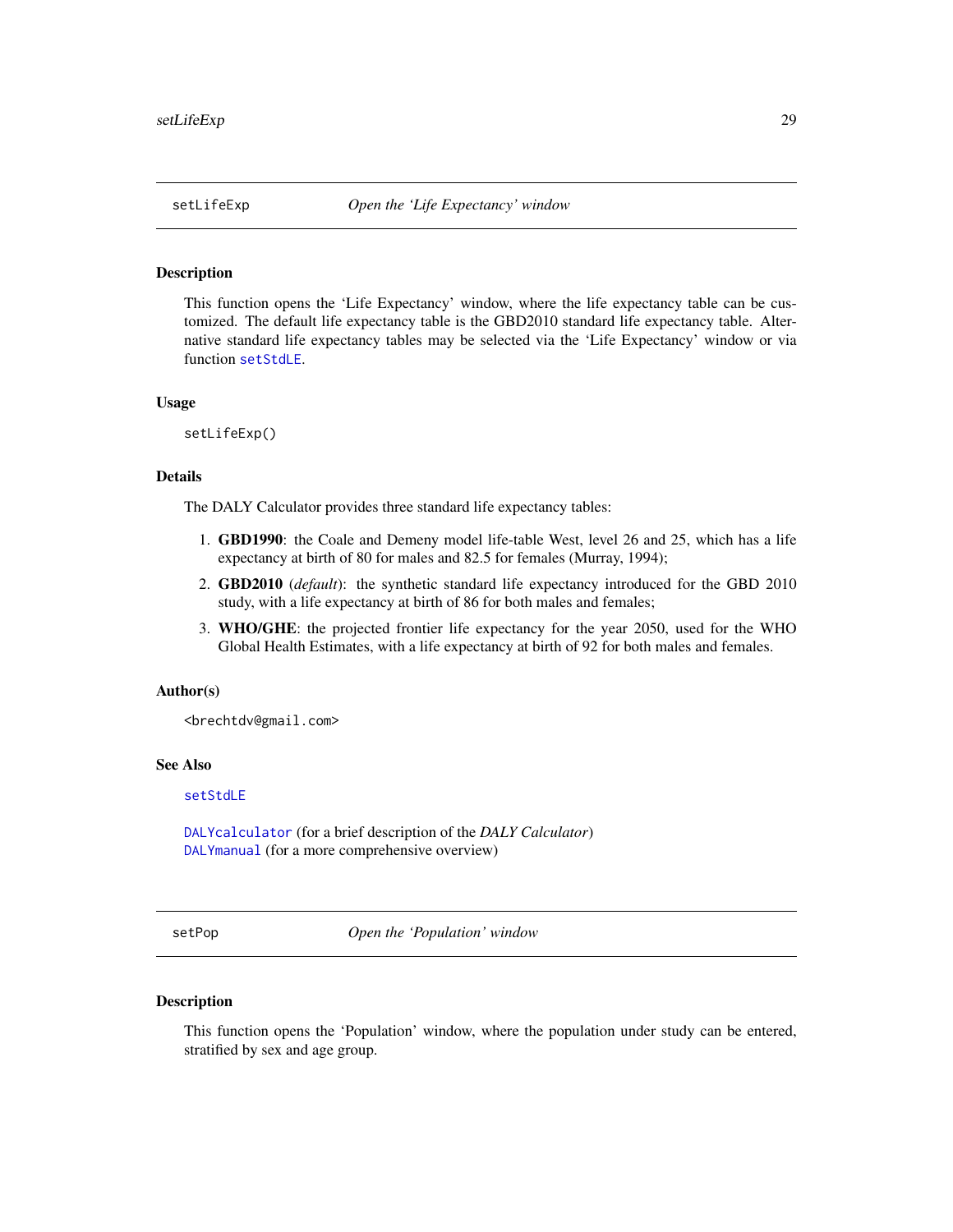## setLifeExp — *Open the 'Life Expectancy' window*

### Description

This function opens the 'Life Expectancy' window, where the life expectancy table can be customized. The default life expectancy table is the GBD2010 standard life expectancy table. Alternative standard life expectancy tables may be selected via the 'Life Expectancy' window or via function `setStdLE`.

### Usage

```
setLifeExp()
```

### Details

The DALY Calculator provides three standard life expectancy tables:

1. **GBD1990**: the Coale and Demeny model life-table West, level 26 and 25, which has a life expectancy at birth of 80 for males and 82.5 for females (Murray, 1994);
2. **GBD2010** (*default*): the synthetic standard life expectancy introduced for the GBD 2010 study, with a life expectancy at birth of 86 for both males and females;
3. **WHO/GHE**: the projected frontier life expectancy for the year 2050, used for the WHO Global Health Estimates, with a life expectancy at birth of 92 for both males and females.

### Author(s)

<brechtdv@gmail.com>

### See Also

`setStdLE`

`DALYcalculator` (for a brief description of the *DALY Calculator*)
`DALYmanual` (for a more comprehensive overview)

## setPop — *Open the 'Population' window*

### Description

This function opens the 'Population' window, where the population under study can be entered, stratified by sex and age group.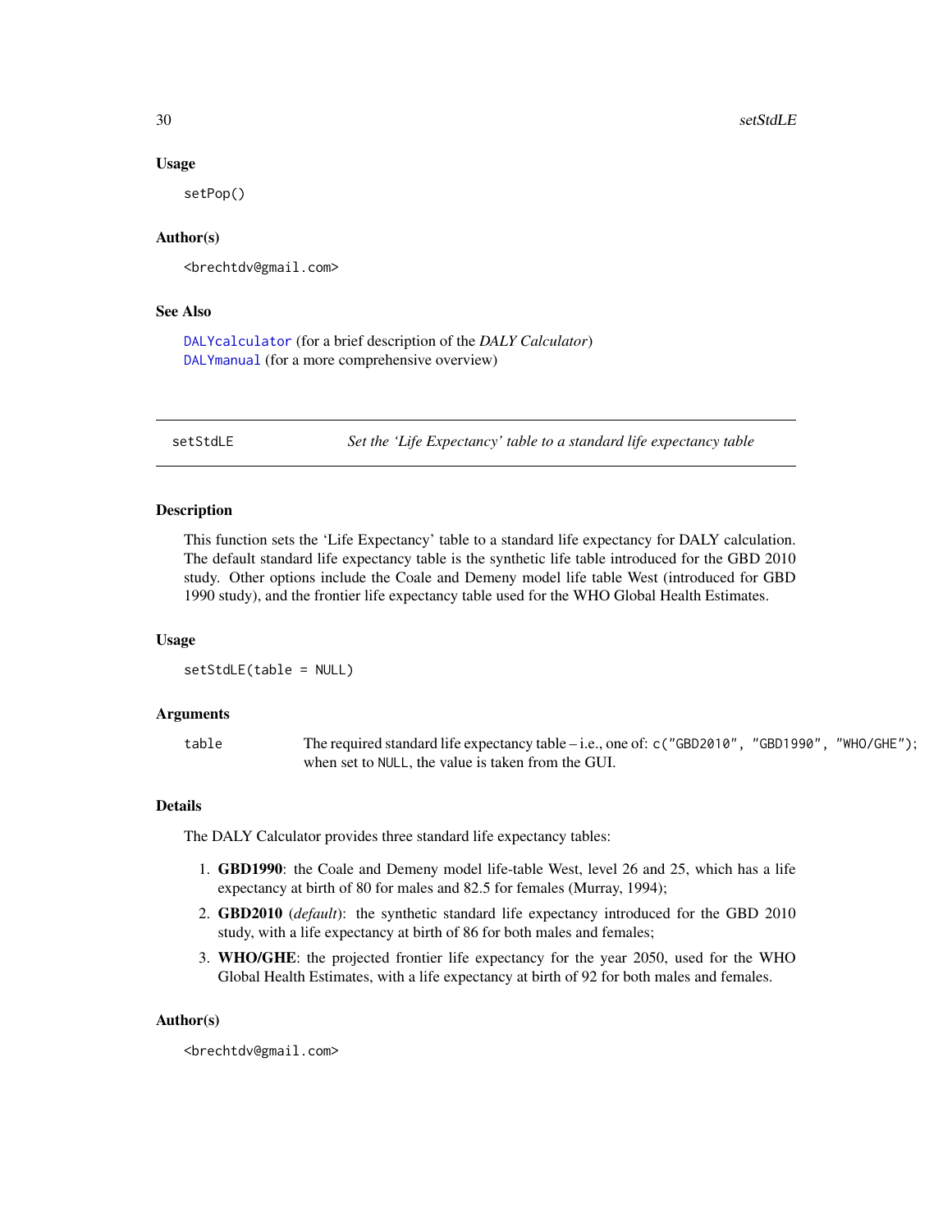### Usage

```
setPop()
```

### Author(s)

<brechtdv@gmail.com>

### See Also

`DALYcalculator` (for a brief description of the *DALY Calculator*)
`DALYmanual` (for a more comprehensive overview)

---

## setStdLE — *Set the 'Life Expectancy' table to a standard life expectancy table*

---

### Description

This function sets the 'Life Expectancy' table to a standard life expectancy for DALY calculation. The default standard life expectancy table is the synthetic life table introduced for the GBD 2010 study. Other options include the Coale and Demeny model life table West (introduced for GBD 1990 study), and the frontier life expectancy table used for the WHO Global Health Estimates.

### Usage

```
setStdLE(table = NULL)
```

### Arguments

| | |
|---|---|
| `table` | The required standard life expectancy table – i.e., one of: `c("GBD2010", "GBD1990", "WHO/GHE")`; when set to `NULL`, the value is taken from the GUI. |

### Details

The DALY Calculator provides three standard life expectancy tables:

1. **GBD1990**: the Coale and Demeny model life-table West, level 26 and 25, which has a life expectancy at birth of 80 for males and 82.5 for females (Murray, 1994);
2. **GBD2010** (*default*): the synthetic standard life expectancy introduced for the GBD 2010 study, with a life expectancy at birth of 86 for both males and females;
3. **WHO/GHE**: the projected frontier life expectancy for the year 2050, used for the WHO Global Health Estimates, with a life expectancy at birth of 92 for both males and females.

### Author(s)

<brechtdv@gmail.com>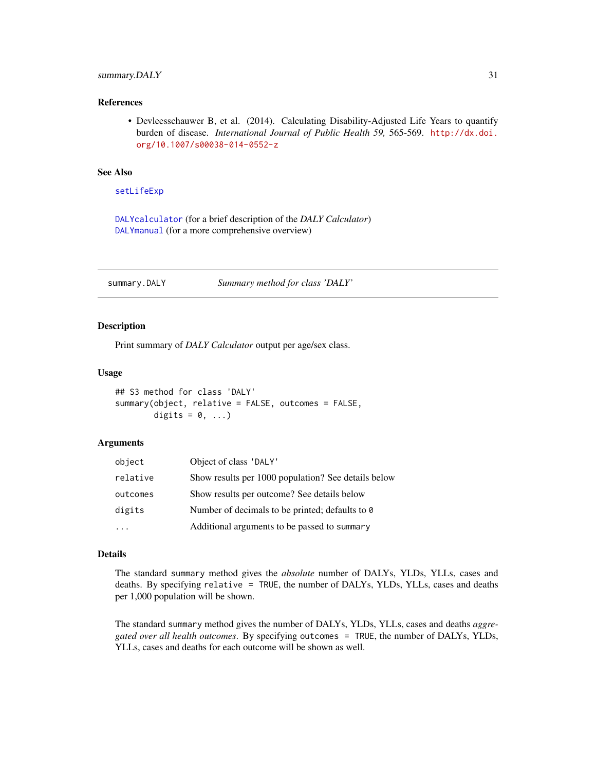### References

- Devleesschauwer B, et al. (2014). Calculating Disability-Adjusted Life Years to quantify burden of disease. *International Journal of Public Health 59,* 565-569. http://dx.doi.org/10.1007/s00038-014-0552-z

### See Also

`setLifeExp`

`DALYcalculator` (for a brief description of the *DALY Calculator*)
`DALYmanual` (for a more comprehensive overview)

---

## summary.DALY — *Summary method for class 'DALY'*

### Description

Print summary of *DALY Calculator* output per age/sex class.

### Usage

```
## S3 method for class 'DALY'
summary(object, relative = FALSE, outcomes = FALSE,
        digits = 0, ...)
```

### Arguments

| | |
|---|---|
| `object` | Object of class 'DALY' |
| `relative` | Show results per 1000 population? See details below |
| `outcomes` | Show results per outcome? See details below |
| `digits` | Number of decimals to be printed; defaults to `0` |
| `...` | Additional arguments to be passed to `summary` |

### Details

The standard `summary` method gives the *absolute* number of DALYs, YLDs, YLLs, cases and deaths. By specifying `relative = TRUE`, the number of DALYs, YLDs, YLLs, cases and deaths per 1,000 population will be shown.

The standard `summary` method gives the number of DALYs, YLDs, YLLs, cases and deaths *aggregated over all health outcomes*. By specifying `outcomes = TRUE`, the number of DALYs, YLDs, YLLs, cases and deaths for each outcome will be shown as well.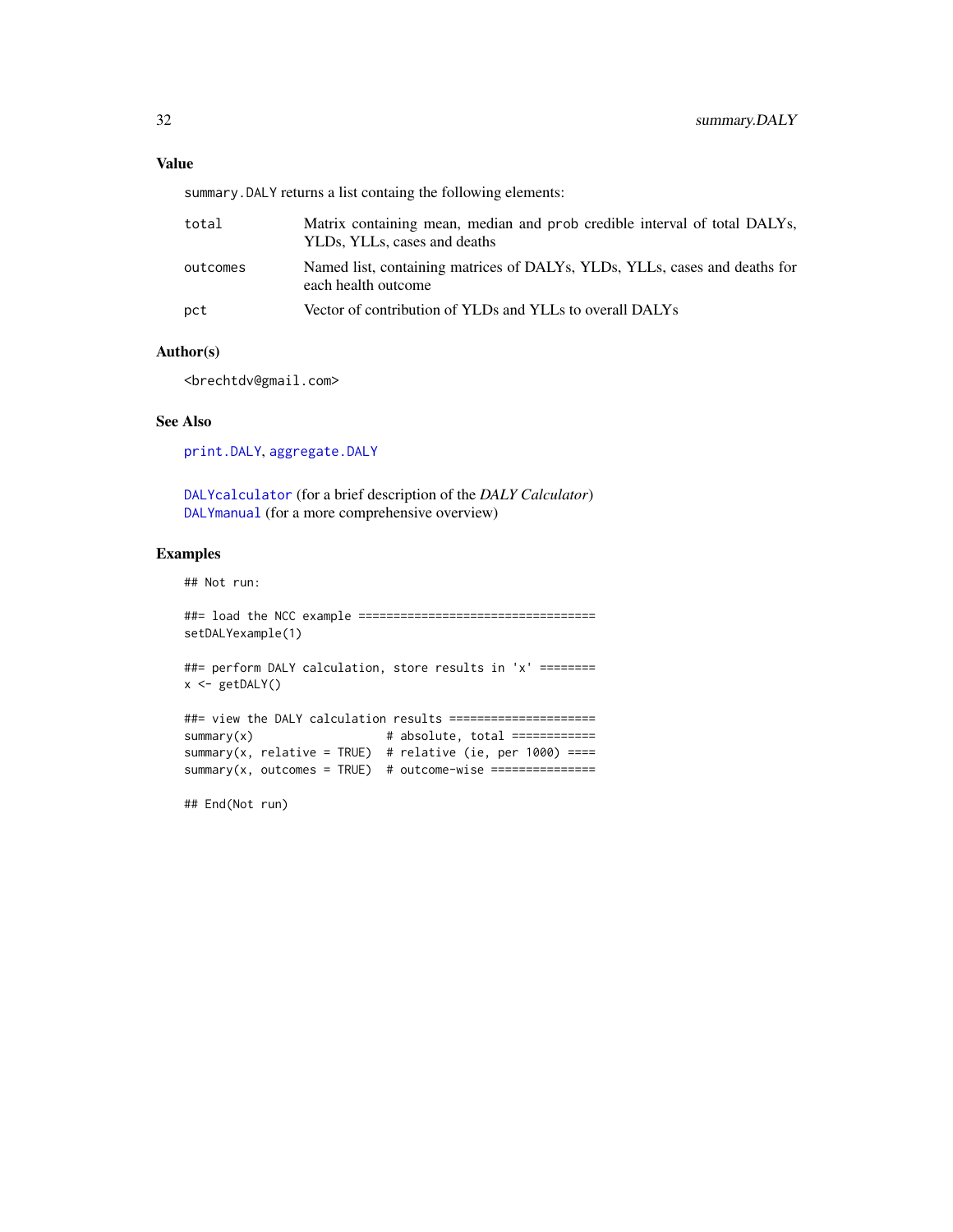## Value

`summary.DALY` returns a list containg the following elements:

| | |
|---|---|
| `total` | Matrix containing mean, median and `prob` credible interval of total DALYs, YLDs, YLLs, cases and deaths |
| `outcomes` | Named list, containing matrices of DALYs, YLDs, YLLs, cases and deaths for each health outcome |
| `pct` | Vector of contribution of YLDs and YLLs to overall DALYs |

## Author(s)

`<brechtdv@gmail.com>`

## See Also

`print.DALY`, `aggregate.DALY`

`DALYcalculator` (for a brief description of the *DALY Calculator*)
`DALYmanual` (for a more comprehensive overview)

## Examples

```
## Not run:

##= load the NCC example ==================================
setDALYexample(1)

##= perform DALY calculation, store results in 'x' ========
x <- getDALY()

##= view the DALY calculation results =====================
summary(x)                   # absolute, total ============
summary(x, relative = TRUE)  # relative (ie, per 1000) ====
summary(x, outcomes = TRUE)  # outcome-wise ===============

## End(Not run)
```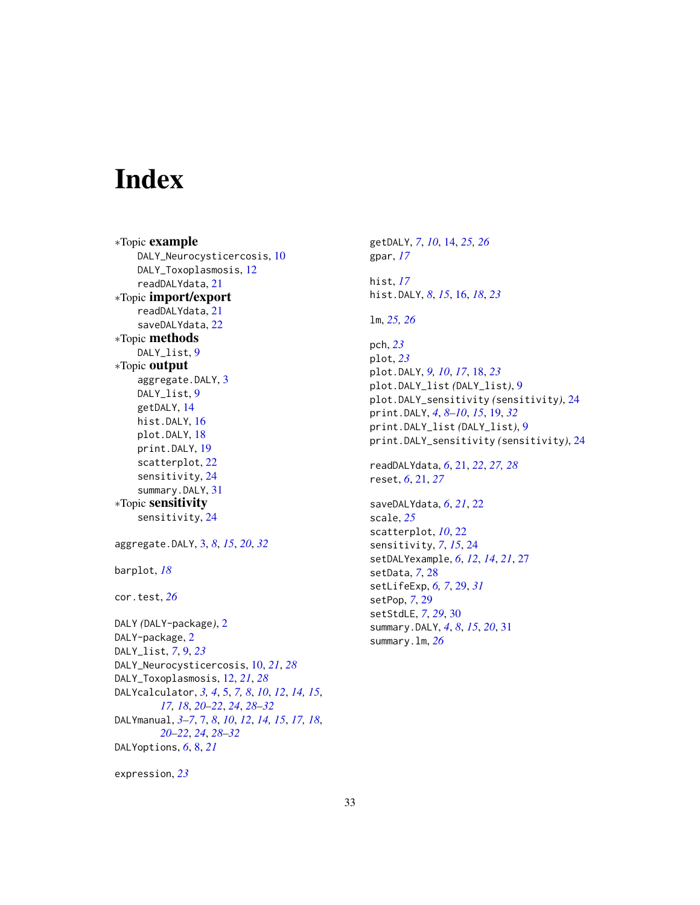# Index

∗Topic **example**

- DALY_Neurocysticercosis, 10
- DALY_Toxoplasmosis, 12
- readDALYdata, 21

∗Topic **import/export**

- readDALYdata, 21
- saveDALYdata, 22

∗Topic **methods**

- DALY_list, 9

∗Topic **output**

- aggregate.DALY, 3
- DALY_list, 9
- getDALY, 14
- hist.DALY, 16
- plot.DALY, 18
- print.DALY, 19
- scatterplot, 22
- sensitivity, 24
- summary.DALY, 31

∗Topic **sensitivity**

- sensitivity, 24

aggregate.DALY, 3, *8*, *15*, *20*, *32*

barplot, *18*

cor.test, *26*

DALY *(*DALY-package*)*, 2
DALY-package, 2
DALY_list, *7*, 9, *23*
DALY_Neurocysticercosis, 10, *21*, *28*
DALY_Toxoplasmosis, 12, *21*, *28*
DALYcalculator, *3, 4*, 5, *7, 8*, *10*, *12*, *14, 15*, *17, 18*, *20–22*, *24*, *28–32*
DALYmanual, *3–7*, 7, *8*, *10*, *12*, *14, 15*, *17, 18*, *20–22*, *24*, *28–32*
DALYoptions, *6*, 8, *21*

expression, *23*

getDALY, *7*, *10*, 14, *25, 26*
gpar, *17*

hist, *17*
hist.DALY, *8*, *15*, 16, *18*, *23*

lm, *25, 26*

pch, *23*
plot, *23*
plot.DALY, *9, 10*, *17*, 18, *23*
plot.DALY_list *(*DALY_list*)*, 9
plot.DALY_sensitivity *(*sensitivity*)*, 24
print.DALY, *4*, *8–10*, *15*, 19, *32*
print.DALY_list *(*DALY_list*)*, 9
print.DALY_sensitivity *(*sensitivity*)*, 24

readDALYdata, *6*, 21, *22*, *27, 28*
reset, *6*, 21, *27*

saveDALYdata, *6*, *21*, 22
scale, *25*
scatterplot, *10*, 22
sensitivity, *7*, *15*, 24
setDALYexample, *6*, *12*, *14*, *21*, 27
setData, *7*, 28
setLifeExp, *6, 7*, 29, *31*
setPop, *7*, 29
setStdLE, *7*, *29*, 30
summary.DALY, *4*, *8*, *15*, *20*, 31
summary.lm, *26*